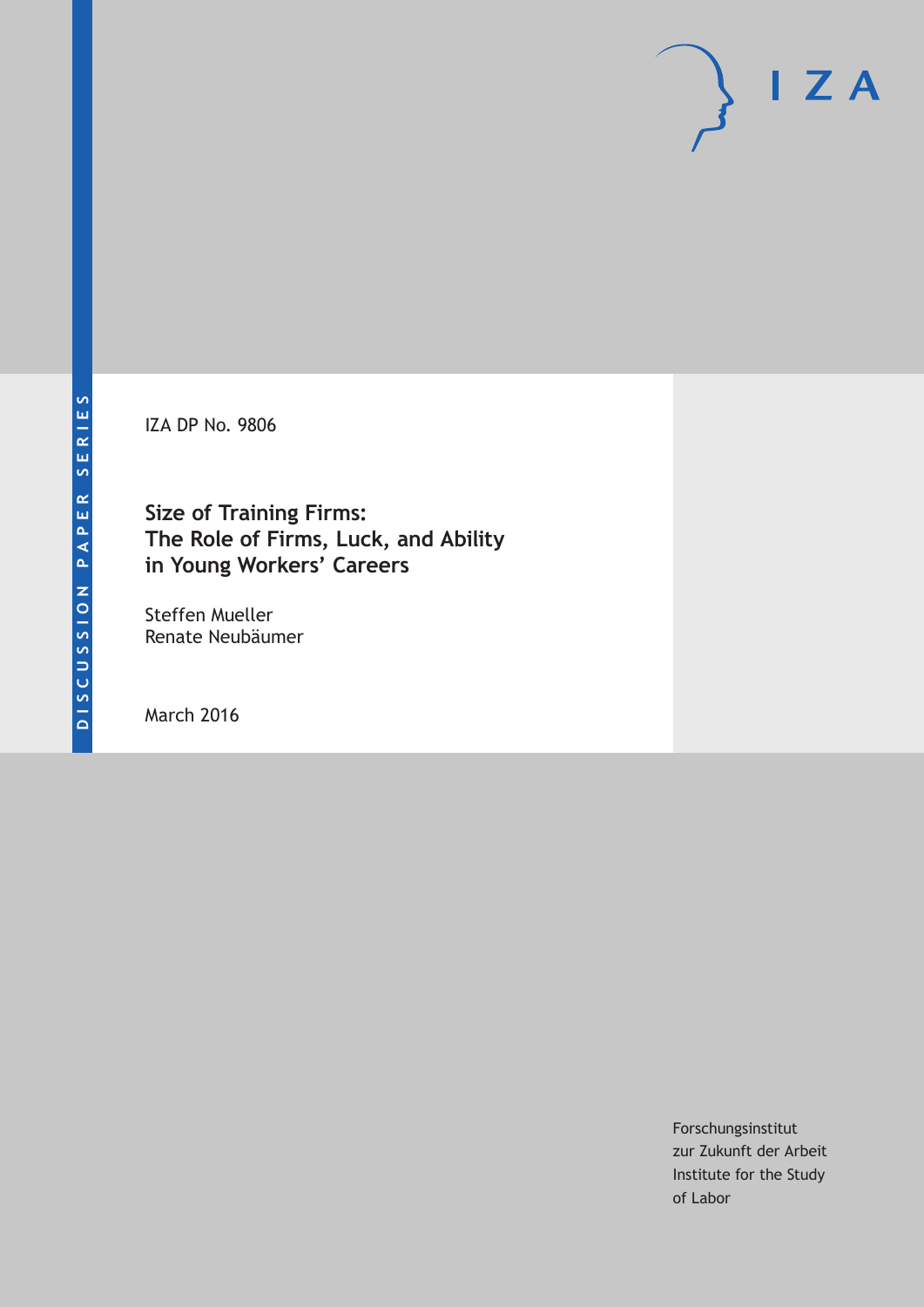IZA

DISCUSSION PAPER SERIES

IZA DP No. 9806

# Size of Training Firms: The Role of Firms, Luck, and Ability in Young Workers' Careers

Steffen Mueller
Renate Neubäumer

March 2016

Forschungsinstitut
zur Zukunft der Arbeit
Institute for the Study
of Labor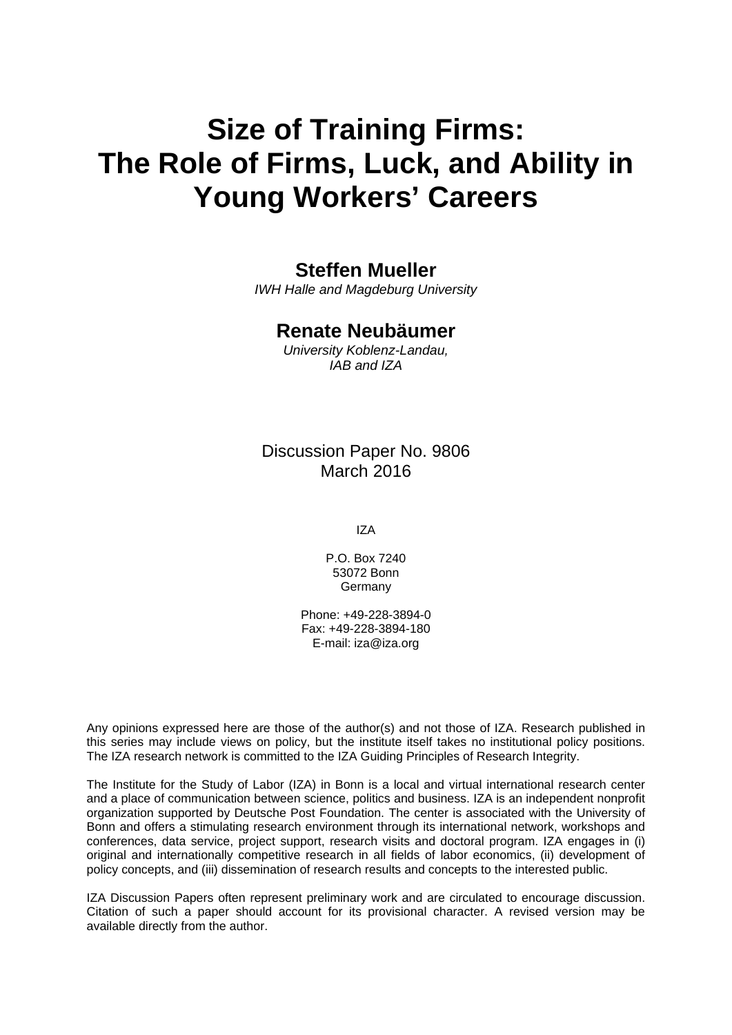# Size of Training Firms: The Role of Firms, Luck, and Ability in Young Workers' Careers

**Steffen Mueller**
*IWH Halle and Magdeburg University*

**Renate Neubäumer**
*University Koblenz-Landau, IAB and IZA*

Discussion Paper No. 9806
March 2016

IZA

P.O. Box 7240
53072 Bonn
Germany

Phone: +49-228-3894-0
Fax: +49-228-3894-180
E-mail: iza@iza.org

Any opinions expressed here are those of the author(s) and not those of IZA. Research published in this series may include views on policy, but the institute itself takes no institutional policy positions. The IZA research network is committed to the IZA Guiding Principles of Research Integrity.

The Institute for the Study of Labor (IZA) in Bonn is a local and virtual international research center and a place of communication between science, politics and business. IZA is an independent nonprofit organization supported by Deutsche Post Foundation. The center is associated with the University of Bonn and offers a stimulating research environment through its international network, workshops and conferences, data service, project support, research visits and doctoral program. IZA engages in (i) original and internationally competitive research in all fields of labor economics, (ii) development of policy concepts, and (iii) dissemination of research results and concepts to the interested public.

IZA Discussion Papers often represent preliminary work and are circulated to encourage discussion. Citation of such a paper should account for its provisional character. A revised version may be available directly from the author.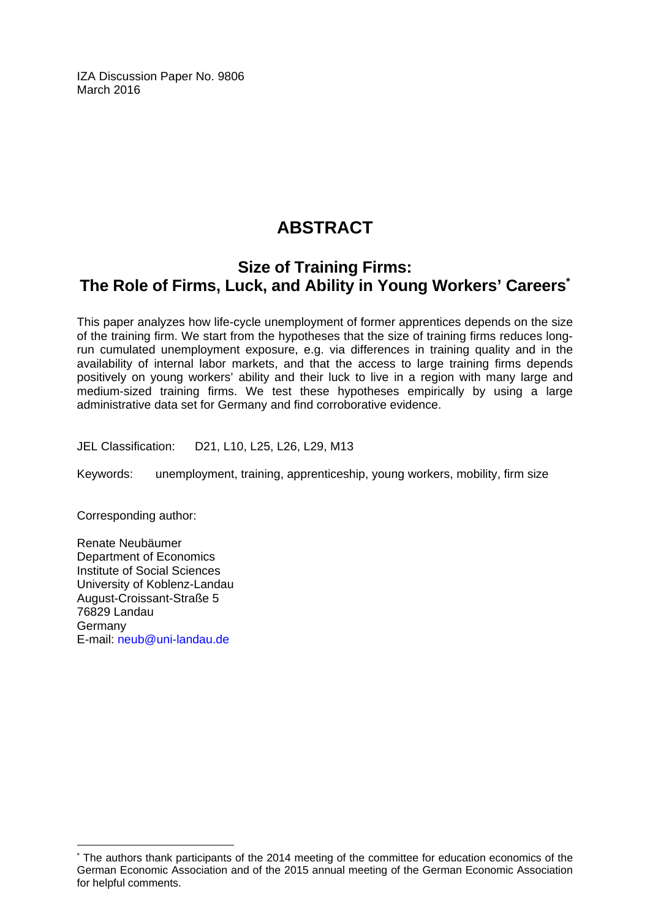IZA Discussion Paper No. 9806
March 2016

# ABSTRACT

## Size of Training Firms: The Role of Firms, Luck, and Ability in Young Workers' Careers[*]

This paper analyzes how life-cycle unemployment of former apprentices depends on the size of the training firm. We start from the hypotheses that the size of training firms reduces long-run cumulated unemployment exposure, e.g. via differences in training quality and in the availability of internal labor markets, and that the access to large training firms depends positively on young workers' ability and their luck to live in a region with many large and medium-sized training firms. We test these hypotheses empirically by using a large administrative data set for Germany and find corroborative evidence.

JEL Classification: D21, L10, L25, L26, L29, M13

Keywords: unemployment, training, apprenticeship, young workers, mobility, firm size

Corresponding author:

Renate Neubäumer
Department of Economics
Institute of Social Sciences
University of Koblenz-Landau
August-Croissant-Straße 5
76829 Landau
Germany
E-mail: neub@uni-landau.de

[*] The authors thank participants of the 2014 meeting of the committee for education economics of the German Economic Association and of the 2015 annual meeting of the German Economic Association for helpful comments.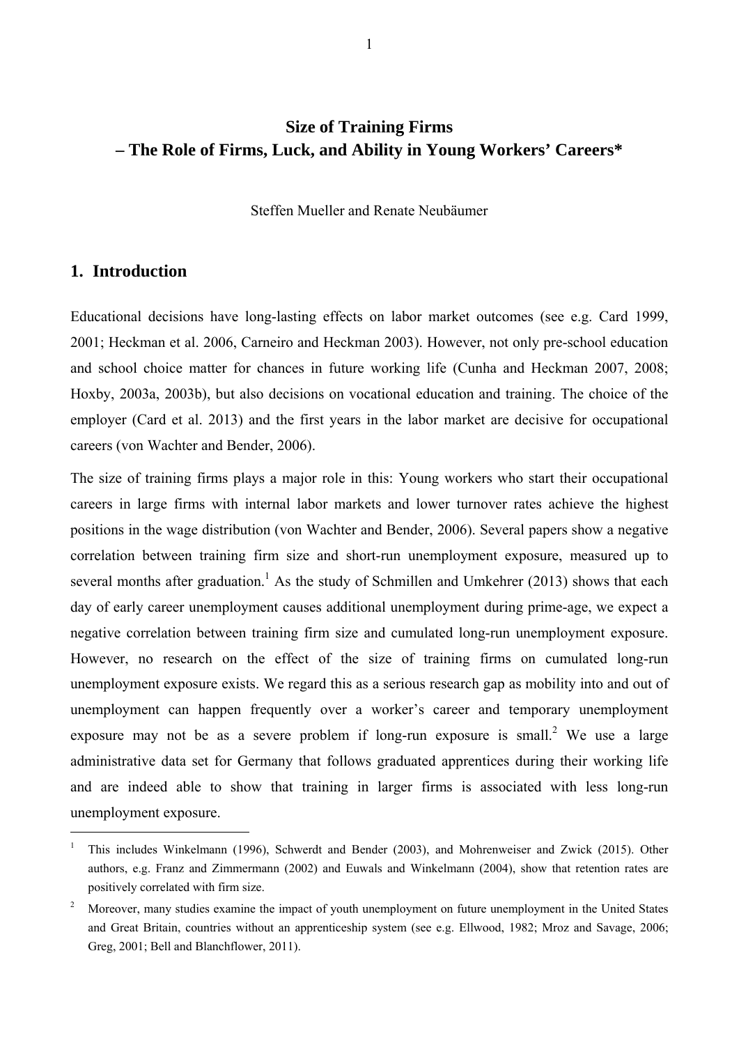# Size of Training Firms – The Role of Firms, Luck, and Ability in Young Workers' Careers*

Steffen Mueller and Renate Neubäumer

## 1. Introduction

Educational decisions have long-lasting effects on labor market outcomes (see e.g. Card 1999, 2001; Heckman et al. 2006, Carneiro and Heckman 2003). However, not only pre-school education and school choice matter for chances in future working life (Cunha and Heckman 2007, 2008; Hoxby, 2003a, 2003b), but also decisions on vocational education and training. The choice of the employer (Card et al. 2013) and the first years in the labor market are decisive for occupational careers (von Wachter and Bender, 2006).

The size of training firms plays a major role in this: Young workers who start their occupational careers in large firms with internal labor markets and lower turnover rates achieve the highest positions in the wage distribution (von Wachter and Bender, 2006). Several papers show a negative correlation between training firm size and short-run unemployment exposure, measured up to several months after graduation.[1] As the study of Schmillen and Umkehrer (2013) shows that each day of early career unemployment causes additional unemployment during prime-age, we expect a negative correlation between training firm size and cumulated long-run unemployment exposure. However, no research on the effect of the size of training firms on cumulated long-run unemployment exposure exists. We regard this as a serious research gap as mobility into and out of unemployment can happen frequently over a worker's career and temporary unemployment exposure may not be as a severe problem if long-run exposure is small.[2] We use a large administrative data set for Germany that follows graduated apprentices during their working life and are indeed able to show that training in larger firms is associated with less long-run unemployment exposure.

---

[1] This includes Winkelmann (1996), Schwerdt and Bender (2003), and Mohrenweiser and Zwick (2015). Other authors, e.g. Franz and Zimmermann (2002) and Euwals and Winkelmann (2004), show that retention rates are positively correlated with firm size.

[2] Moreover, many studies examine the impact of youth unemployment on future unemployment in the United States and Great Britain, countries without an apprenticeship system (see e.g. Ellwood, 1982; Mroz and Savage, 2006; Greg, 2001; Bell and Blanchflower, 2011).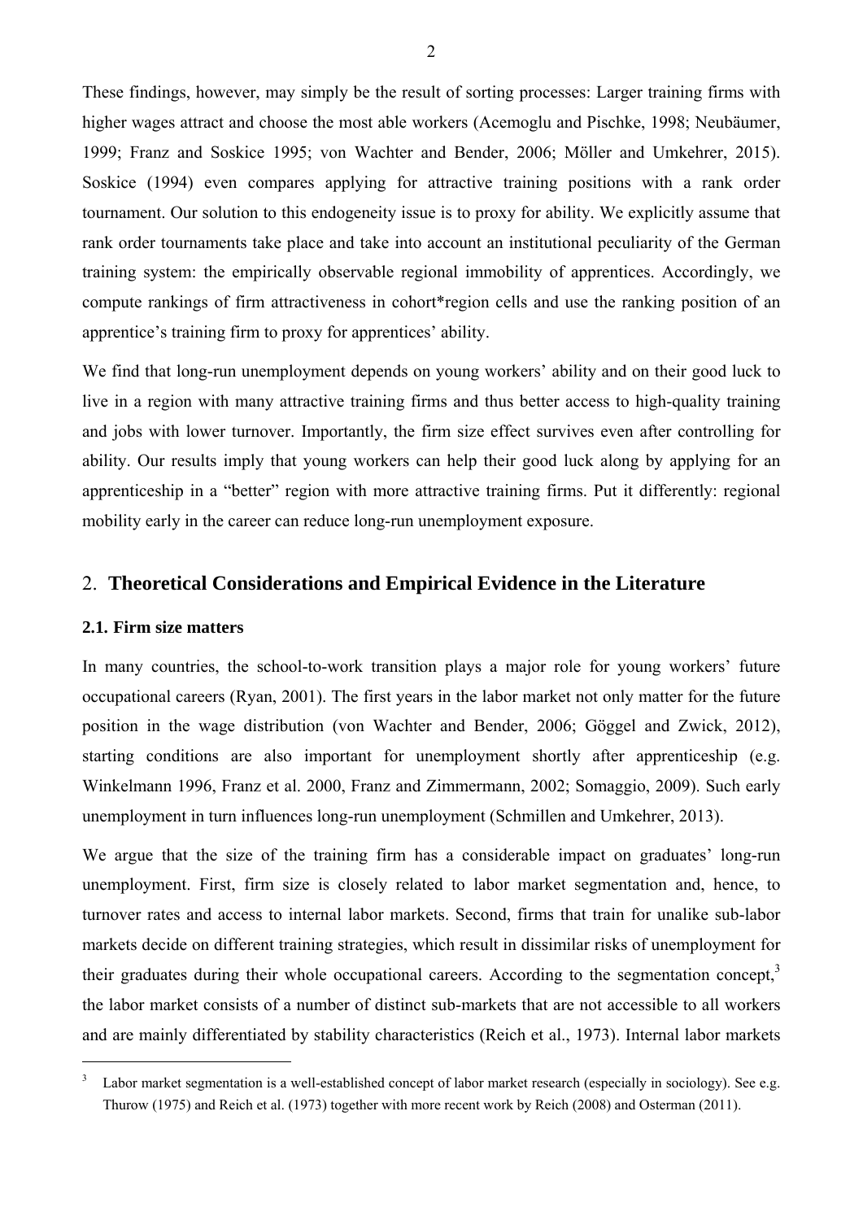These findings, however, may simply be the result of sorting processes: Larger training firms with higher wages attract and choose the most able workers (Acemoglu and Pischke, 1998; Neubäumer, 1999; Franz and Soskice 1995; von Wachter and Bender, 2006; Möller and Umkehrer, 2015). Soskice (1994) even compares applying for attractive training positions with a rank order tournament. Our solution to this endogeneity issue is to proxy for ability. We explicitly assume that rank order tournaments take place and take into account an institutional peculiarity of the German training system: the empirically observable regional immobility of apprentices. Accordingly, we compute rankings of firm attractiveness in cohort*region cells and use the ranking position of an apprentice's training firm to proxy for apprentices' ability.

We find that long-run unemployment depends on young workers' ability and on their good luck to live in a region with many attractive training firms and thus better access to high-quality training and jobs with lower turnover. Importantly, the firm size effect survives even after controlling for ability. Our results imply that young workers can help their good luck along by applying for an apprenticeship in a "better" region with more attractive training firms. Put it differently: regional mobility early in the career can reduce long-run unemployment exposure.

## 2. Theoretical Considerations and Empirical Evidence in the Literature

### 2.1. Firm size matters

In many countries, the school-to-work transition plays a major role for young workers' future occupational careers (Ryan, 2001). The first years in the labor market not only matter for the future position in the wage distribution (von Wachter and Bender, 2006; Göggel and Zwick, 2012), starting conditions are also important for unemployment shortly after apprenticeship (e.g. Winkelmann 1996, Franz et al. 2000, Franz and Zimmermann, 2002; Somaggio, 2009). Such early unemployment in turn influences long-run unemployment (Schmillen and Umkehrer, 2013).

We argue that the size of the training firm has a considerable impact on graduates' long-run unemployment. First, firm size is closely related to labor market segmentation and, hence, to turnover rates and access to internal labor markets. Second, firms that train for unalike sub-labor markets decide on different training strategies, which result in dissimilar risks of unemployment for their graduates during their whole occupational careers. According to the segmentation concept,[3] the labor market consists of a number of distinct sub-markets that are not accessible to all workers and are mainly differentiated by stability characteristics (Reich et al., 1973). Internal labor markets

[3] Labor market segmentation is a well-established concept of labor market research (especially in sociology). See e.g. Thurow (1975) and Reich et al. (1973) together with more recent work by Reich (2008) and Osterman (2011).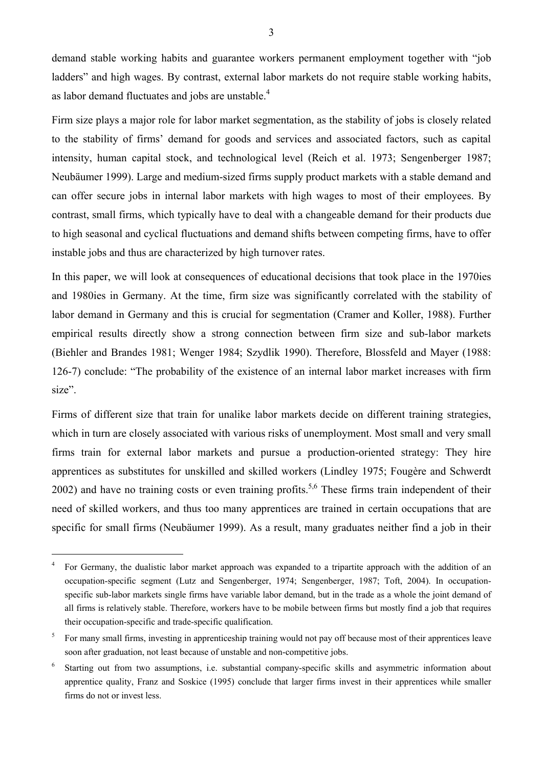demand stable working habits and guarantee workers permanent employment together with "job ladders" and high wages. By contrast, external labor markets do not require stable working habits, as labor demand fluctuates and jobs are unstable.[4]

Firm size plays a major role for labor market segmentation, as the stability of jobs is closely related to the stability of firms' demand for goods and services and associated factors, such as capital intensity, human capital stock, and technological level (Reich et al. 1973; Sengenberger 1987; Neubäumer 1999). Large and medium-sized firms supply product markets with a stable demand and can offer secure jobs in internal labor markets with high wages to most of their employees. By contrast, small firms, which typically have to deal with a changeable demand for their products due to high seasonal and cyclical fluctuations and demand shifts between competing firms, have to offer instable jobs and thus are characterized by high turnover rates.

In this paper, we will look at consequences of educational decisions that took place in the 1970ies and 1980ies in Germany. At the time, firm size was significantly correlated with the stability of labor demand in Germany and this is crucial for segmentation (Cramer and Koller, 1988). Further empirical results directly show a strong connection between firm size and sub-labor markets (Biehler and Brandes 1981; Wenger 1984; Szydlik 1990). Therefore, Blossfeld and Mayer (1988: 126-7) conclude: "The probability of the existence of an internal labor market increases with firm size".

Firms of different size that train for unalike labor markets decide on different training strategies, which in turn are closely associated with various risks of unemployment. Most small and very small firms train for external labor markets and pursue a production-oriented strategy: They hire apprentices as substitutes for unskilled and skilled workers (Lindley 1975; Fougère and Schwerdt 2002) and have no training costs or even training profits.[5,6] These firms train independent of their need of skilled workers, and thus too many apprentices are trained in certain occupations that are specific for small firms (Neubäumer 1999). As a result, many graduates neither find a job in their

---

[4] For Germany, the dualistic labor market approach was expanded to a tripartite approach with the addition of an occupation-specific segment (Lutz and Sengenberger, 1974; Sengenberger, 1987; Toft, 2004). In occupation-specific sub-labor markets single firms have variable labor demand, but in the trade as a whole the joint demand of all firms is relatively stable. Therefore, workers have to be mobile between firms but mostly find a job that requires their occupation-specific and trade-specific qualification.

[5] For many small firms, investing in apprenticeship training would not pay off because most of their apprentices leave soon after graduation, not least because of unstable and non-competitive jobs.

[6] Starting out from two assumptions, i.e. substantial company-specific skills and asymmetric information about apprentice quality, Franz and Soskice (1995) conclude that larger firms invest in their apprentices while smaller firms do not or invest less.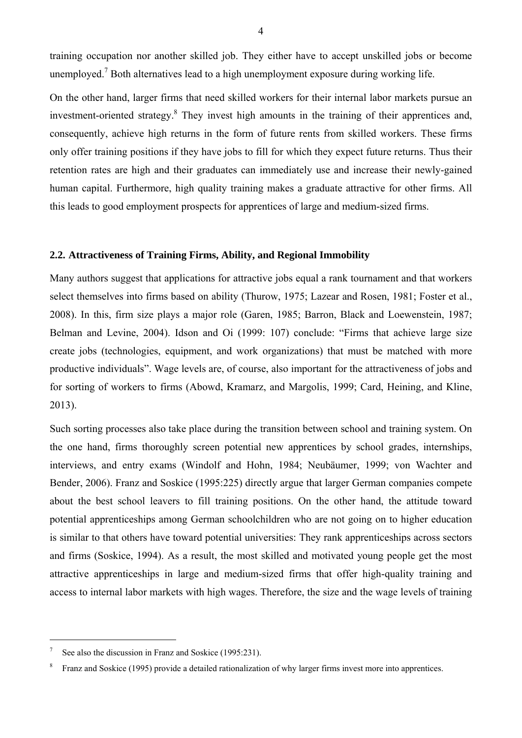training occupation nor another skilled job. They either have to accept unskilled jobs or become unemployed.[7] Both alternatives lead to a high unemployment exposure during working life.

On the other hand, larger firms that need skilled workers for their internal labor markets pursue an investment-oriented strategy.[8] They invest high amounts in the training of their apprentices and, consequently, achieve high returns in the form of future rents from skilled workers. These firms only offer training positions if they have jobs to fill for which they expect future returns. Thus their retention rates are high and their graduates can immediately use and increase their newly-gained human capital. Furthermore, high quality training makes a graduate attractive for other firms. All this leads to good employment prospects for apprentices of large and medium-sized firms.

### 2.2. Attractiveness of Training Firms, Ability, and Regional Immobility

Many authors suggest that applications for attractive jobs equal a rank tournament and that workers select themselves into firms based on ability (Thurow, 1975; Lazear and Rosen, 1981; Foster et al., 2008). In this, firm size plays a major role (Garen, 1985; Barron, Black and Loewenstein, 1987; Belman and Levine, 2004). Idson and Oi (1999: 107) conclude: "Firms that achieve large size create jobs (technologies, equipment, and work organizations) that must be matched with more productive individuals". Wage levels are, of course, also important for the attractiveness of jobs and for sorting of workers to firms (Abowd, Kramarz, and Margolis, 1999; Card, Heining, and Kline, 2013).

Such sorting processes also take place during the transition between school and training system. On the one hand, firms thoroughly screen potential new apprentices by school grades, internships, interviews, and entry exams (Windolf and Hohn, 1984; Neubäumer, 1999; von Wachter and Bender, 2006). Franz and Soskice (1995:225) directly argue that larger German companies compete about the best school leavers to fill training positions. On the other hand, the attitude toward potential apprenticeships among German schoolchildren who are not going on to higher education is similar to that others have toward potential universities: They rank apprenticeships across sectors and firms (Soskice, 1994). As a result, the most skilled and motivated young people get the most attractive apprenticeships in large and medium-sized firms that offer high-quality training and access to internal labor markets with high wages. Therefore, the size and the wage levels of training

---

[7] See also the discussion in Franz and Soskice (1995:231).

[8] Franz and Soskice (1995) provide a detailed rationalization of why larger firms invest more into apprentices.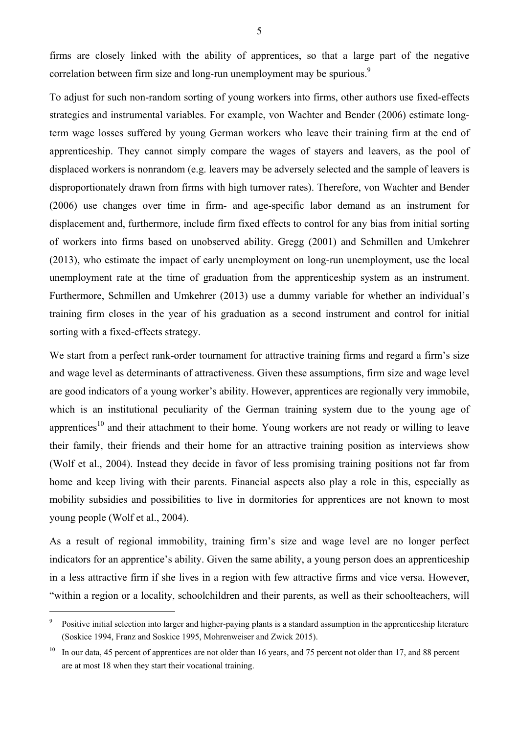firms are closely linked with the ability of apprentices, so that a large part of the negative correlation between firm size and long-run unemployment may be spurious.[9]

To adjust for such non-random sorting of young workers into firms, other authors use fixed-effects strategies and instrumental variables. For example, von Wachter and Bender (2006) estimate long-term wage losses suffered by young German workers who leave their training firm at the end of apprenticeship. They cannot simply compare the wages of stayers and leavers, as the pool of displaced workers is nonrandom (e.g. leavers may be adversely selected and the sample of leavers is disproportionately drawn from firms with high turnover rates). Therefore, von Wachter and Bender (2006) use changes over time in firm- and age-specific labor demand as an instrument for displacement and, furthermore, include firm fixed effects to control for any bias from initial sorting of workers into firms based on unobserved ability. Gregg (2001) and Schmillen and Umkehrer (2013), who estimate the impact of early unemployment on long-run unemployment, use the local unemployment rate at the time of graduation from the apprenticeship system as an instrument. Furthermore, Schmillen and Umkehrer (2013) use a dummy variable for whether an individual's training firm closes in the year of his graduation as a second instrument and control for initial sorting with a fixed-effects strategy.

We start from a perfect rank-order tournament for attractive training firms and regard a firm's size and wage level as determinants of attractiveness. Given these assumptions, firm size and wage level are good indicators of a young worker's ability. However, apprentices are regionally very immobile, which is an institutional peculiarity of the German training system due to the young age of apprentices[10] and their attachment to their home. Young workers are not ready or willing to leave their family, their friends and their home for an attractive training position as interviews show (Wolf et al., 2004). Instead they decide in favor of less promising training positions not far from home and keep living with their parents. Financial aspects also play a role in this, especially as mobility subsidies and possibilities to live in dormitories for apprentices are not known to most young people (Wolf et al., 2004).

As a result of regional immobility, training firm's size and wage level are no longer perfect indicators for an apprentice's ability. Given the same ability, a young person does an apprenticeship in a less attractive firm if she lives in a region with few attractive firms and vice versa. However, "within a region or a locality, schoolchildren and their parents, as well as their schoolteachers, will

---

[9] Positive initial selection into larger and higher-paying plants is a standard assumption in the apprenticeship literature (Soskice 1994, Franz and Soskice 1995, Mohrenweiser and Zwick 2015).

[10] In our data, 45 percent of apprentices are not older than 16 years, and 75 percent not older than 17, and 88 percent are at most 18 when they start their vocational training.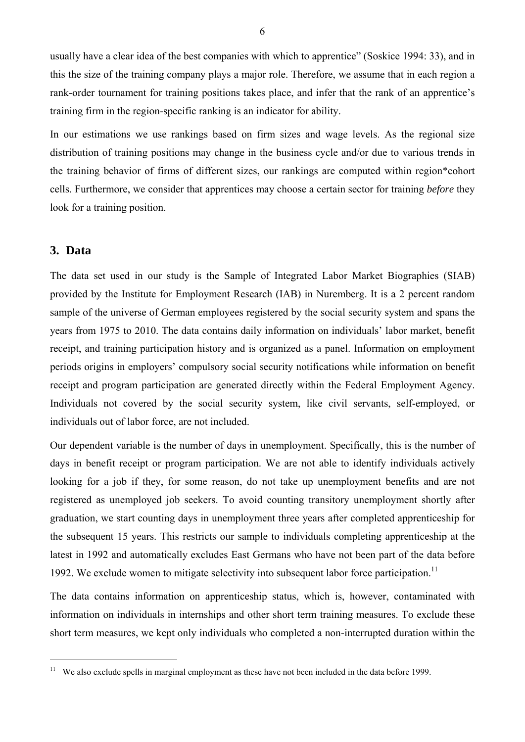usually have a clear idea of the best companies with which to apprentice" (Soskice 1994: 33), and in this the size of the training company plays a major role. Therefore, we assume that in each region a rank-order tournament for training positions takes place, and infer that the rank of an apprentice's training firm in the region-specific ranking is an indicator for ability.

In our estimations we use rankings based on firm sizes and wage levels. As the regional size distribution of training positions may change in the business cycle and/or due to various trends in the training behavior of firms of different sizes, our rankings are computed within region*cohort cells. Furthermore, we consider that apprentices may choose a certain sector for training *before* they look for a training position.

## 3. Data

The data set used in our study is the Sample of Integrated Labor Market Biographies (SIAB) provided by the Institute for Employment Research (IAB) in Nuremberg. It is a 2 percent random sample of the universe of German employees registered by the social security system and spans the years from 1975 to 2010. The data contains daily information on individuals' labor market, benefit receipt, and training participation history and is organized as a panel. Information on employment periods origins in employers' compulsory social security notifications while information on benefit receipt and program participation are generated directly within the Federal Employment Agency. Individuals not covered by the social security system, like civil servants, self-employed, or individuals out of labor force, are not included.

Our dependent variable is the number of days in unemployment. Specifically, this is the number of days in benefit receipt or program participation. We are not able to identify individuals actively looking for a job if they, for some reason, do not take up unemployment benefits and are not registered as unemployed job seekers. To avoid counting transitory unemployment shortly after graduation, we start counting days in unemployment three years after completed apprenticeship for the subsequent 15 years. This restricts our sample to individuals completing apprenticeship at the latest in 1992 and automatically excludes East Germans who have not been part of the data before 1992. We exclude women to mitigate selectivity into subsequent labor force participation.[11]

The data contains information on apprenticeship status, which is, however, contaminated with information on individuals in internships and other short term training measures. To exclude these short term measures, we kept only individuals who completed a non-interrupted duration within the

[11] We also exclude spells in marginal employment as these have not been included in the data before 1999.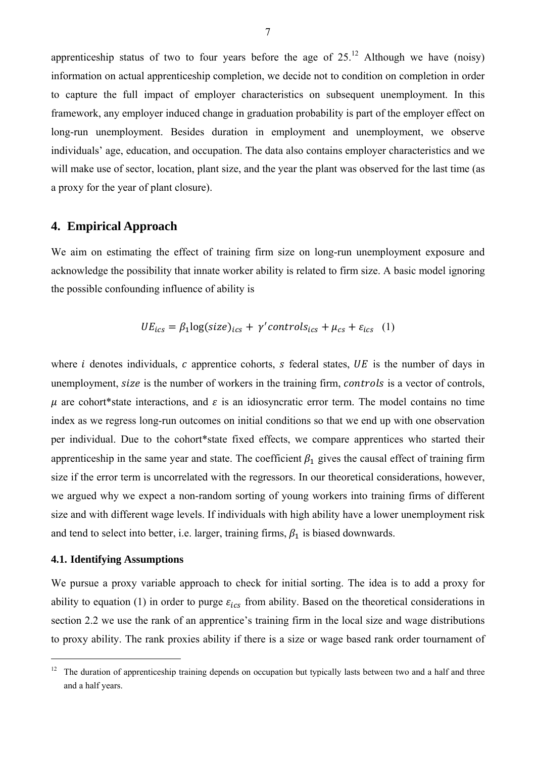apprenticeship status of two to four years before the age of 25.[12] Although we have (noisy) information on actual apprenticeship completion, we decide not to condition on completion in order to capture the full impact of employer characteristics on subsequent unemployment. In this framework, any employer induced change in graduation probability is part of the employer effect on long-run unemployment. Besides duration in employment and unemployment, we observe individuals' age, education, and occupation. The data also contains employer characteristics and we will make use of sector, location, plant size, and the year the plant was observed for the last time (as a proxy for the year of plant closure).

## 4. Empirical Approach

We aim on estimating the effect of training firm size on long-run unemployment exposure and acknowledge the possibility that innate worker ability is related to firm size. A basic model ignoring the possible confounding influence of ability is

$$UE_{ics} = \beta_1 \log(size)_{ics} + \gamma' controls_{ics} + \mu_{cs} + \varepsilon_{ics} \quad (1)$$

where $i$ denotes individuals, $c$ apprentice cohorts, $s$ federal states, $UE$ is the number of days in unemployment, $size$ is the number of workers in the training firm, $controls$ is a vector of controls, $\mu$ are cohort*state interactions, and $\varepsilon$ is an idiosyncratic error term. The model contains no time index as we regress long-run outcomes on initial conditions so that we end up with one observation per individual. Due to the cohort*state fixed effects, we compare apprentices who started their apprenticeship in the same year and state. The coefficient $\beta_1$ gives the causal effect of training firm size if the error term is uncorrelated with the regressors. In our theoretical considerations, however, we argued why we expect a non-random sorting of young workers into training firms of different size and with different wage levels. If individuals with high ability have a lower unemployment risk and tend to select into better, i.e. larger, training firms, $\beta_1$ is biased downwards.

### 4.1. Identifying Assumptions

We pursue a proxy variable approach to check for initial sorting. The idea is to add a proxy for ability to equation (1) in order to purge $\varepsilon_{ics}$ from ability. Based on the theoretical considerations in section 2.2 we use the rank of an apprentice's training firm in the local size and wage distributions to proxy ability. The rank proxies ability if there is a size or wage based rank order tournament of

[12] The duration of apprenticeship training depends on occupation but typically lasts between two and a half and three and a half years.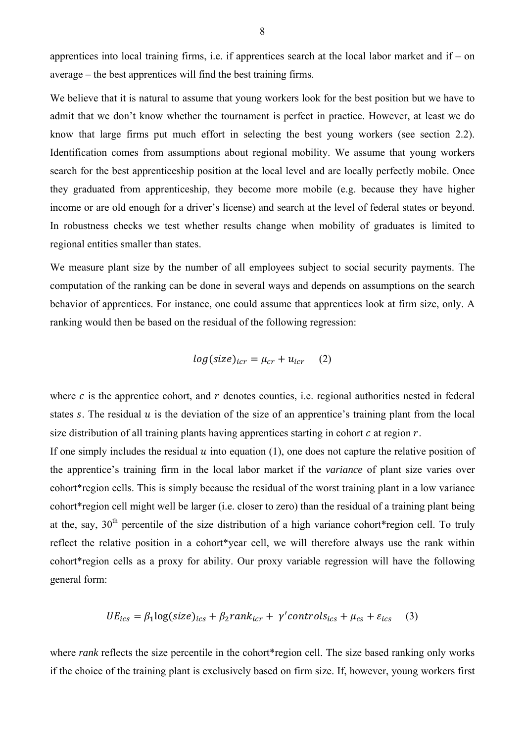apprentices into local training firms, i.e. if apprentices search at the local labor market and if – on average – the best apprentices will find the best training firms.

We believe that it is natural to assume that young workers look for the best position but we have to admit that we don't know whether the tournament is perfect in practice. However, at least we do know that large firms put much effort in selecting the best young workers (see section 2.2). Identification comes from assumptions about regional mobility. We assume that young workers search for the best apprenticeship position at the local level and are locally perfectly mobile. Once they graduated from apprenticeship, they become more mobile (e.g. because they have higher income or are old enough for a driver's license) and search at the level of federal states or beyond. In robustness checks we test whether results change when mobility of graduates is limited to regional entities smaller than states.

We measure plant size by the number of all employees subject to social security payments. The computation of the ranking can be done in several ways and depends on assumptions on the search behavior of apprentices. For instance, one could assume that apprentices look at firm size, only. A ranking would then be based on the residual of the following regression:

$$log(size)_{icr} = \mu_{cr} + u_{icr} \quad (2)$$

where $c$ is the apprentice cohort, and $r$ denotes counties, i.e. regional authorities nested in federal states $s$. The residual $u$ is the deviation of the size of an apprentice's training plant from the local size distribution of all training plants having apprentices starting in cohort $c$ at region $r$.

If one simply includes the residual $u$ into equation (1), one does not capture the relative position of the apprentice's training firm in the local labor market if the *variance* of plant size varies over cohort\*region cells. This is simply because the residual of the worst training plant in a low variance cohort\*region cell might well be larger (i.e. closer to zero) than the residual of a training plant being at the, say, 30th percentile of the size distribution of a high variance cohort\*region cell. To truly reflect the relative position in a cohort\*year cell, we will therefore always use the rank within cohort\*region cells as a proxy for ability. Our proxy variable regression will have the following general form:

$$UE_{ics} = \beta_1 \log(size)_{ics} + \beta_2 rank_{icr} + \gamma' controls_{ics} + \mu_{cs} + \varepsilon_{ics} \quad (3)$$

where *rank* reflects the size percentile in the cohort\*region cell. The size based ranking only works if the choice of the training plant is exclusively based on firm size. If, however, young workers first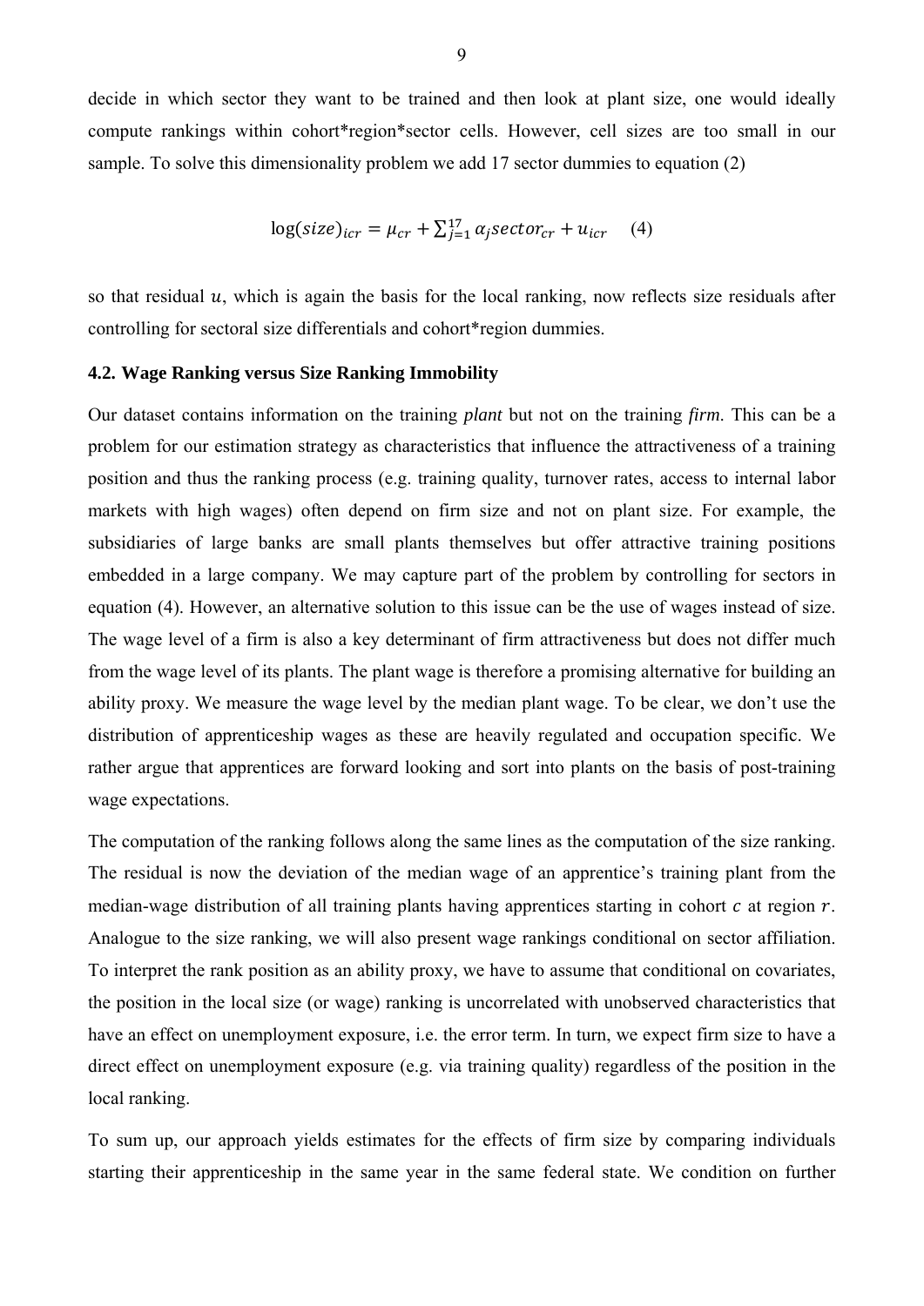decide in which sector they want to be trained and then look at plant size, one would ideally compute rankings within cohort*region*sector cells. However, cell sizes are too small in our sample. To solve this dimensionality problem we add 17 sector dummies to equation (2)

$$\log(size)_{icr} = \mu_{cr} + \sum_{j=1}^{17} \alpha_j sector_{cr} + u_{icr} \quad (4)$$

so that residual $u$, which is again the basis for the local ranking, now reflects size residuals after controlling for sectoral size differentials and cohort*region dummies.

### 4.2. Wage Ranking versus Size Ranking Immobility

Our dataset contains information on the training *plant* but not on the training *firm*. This can be a problem for our estimation strategy as characteristics that influence the attractiveness of a training position and thus the ranking process (e.g. training quality, turnover rates, access to internal labor markets with high wages) often depend on firm size and not on plant size. For example, the subsidiaries of large banks are small plants themselves but offer attractive training positions embedded in a large company. We may capture part of the problem by controlling for sectors in equation (4). However, an alternative solution to this issue can be the use of wages instead of size. The wage level of a firm is also a key determinant of firm attractiveness but does not differ much from the wage level of its plants. The plant wage is therefore a promising alternative for building an ability proxy. We measure the wage level by the median plant wage. To be clear, we don't use the distribution of apprenticeship wages as these are heavily regulated and occupation specific. We rather argue that apprentices are forward looking and sort into plants on the basis of post-training wage expectations.

The computation of the ranking follows along the same lines as the computation of the size ranking. The residual is now the deviation of the median wage of an apprentice's training plant from the median-wage distribution of all training plants having apprentices starting in cohort $c$ at region $r$. Analogue to the size ranking, we will also present wage rankings conditional on sector affiliation. To interpret the rank position as an ability proxy, we have to assume that conditional on covariates, the position in the local size (or wage) ranking is uncorrelated with unobserved characteristics that have an effect on unemployment exposure, i.e. the error term. In turn, we expect firm size to have a direct effect on unemployment exposure (e.g. via training quality) regardless of the position in the local ranking.

To sum up, our approach yields estimates for the effects of firm size by comparing individuals starting their apprenticeship in the same year in the same federal state. We condition on further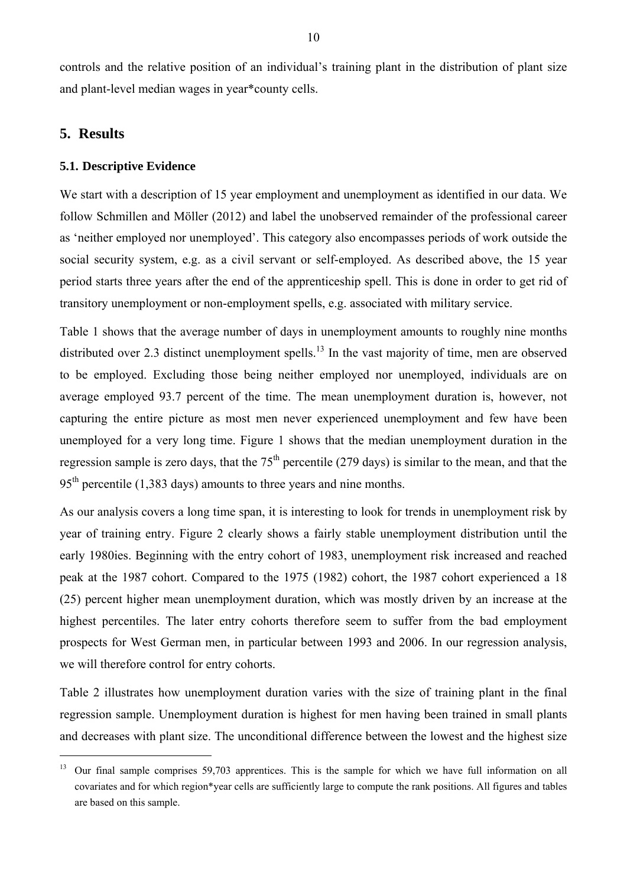controls and the relative position of an individual's training plant in the distribution of plant size and plant-level median wages in year*county cells.

## 5. Results

### 5.1. Descriptive Evidence

We start with a description of 15 year employment and unemployment as identified in our data. We follow Schmillen and Möller (2012) and label the unobserved remainder of the professional career as 'neither employed nor unemployed'. This category also encompasses periods of work outside the social security system, e.g. as a civil servant or self-employed. As described above, the 15 year period starts three years after the end of the apprenticeship spell. This is done in order to get rid of transitory unemployment or non-employment spells, e.g. associated with military service.

Table 1 shows that the average number of days in unemployment amounts to roughly nine months distributed over 2.3 distinct unemployment spells.[13] In the vast majority of time, men are observed to be employed. Excluding those being neither employed nor unemployed, individuals are on average employed 93.7 percent of the time. The mean unemployment duration is, however, not capturing the entire picture as most men never experienced unemployment and few have been unemployed for a very long time. Figure 1 shows that the median unemployment duration in the regression sample is zero days, that the 75th percentile (279 days) is similar to the mean, and that the 95th percentile (1,383 days) amounts to three years and nine months.

As our analysis covers a long time span, it is interesting to look for trends in unemployment risk by year of training entry. Figure 2 clearly shows a fairly stable unemployment distribution until the early 1980ies. Beginning with the entry cohort of 1983, unemployment risk increased and reached peak at the 1987 cohort. Compared to the 1975 (1982) cohort, the 1987 cohort experienced a 18 (25) percent higher mean unemployment duration, which was mostly driven by an increase at the highest percentiles. The later entry cohorts therefore seem to suffer from the bad employment prospects for West German men, in particular between 1993 and 2006. In our regression analysis, we will therefore control for entry cohorts.

Table 2 illustrates how unemployment duration varies with the size of training plant in the final regression sample. Unemployment duration is highest for men having been trained in small plants and decreases with plant size. The unconditional difference between the lowest and the highest size

[13] Our final sample comprises 59,703 apprentices. This is the sample for which we have full information on all covariates and for which region*year cells are sufficiently large to compute the rank positions. All figures and tables are based on this sample.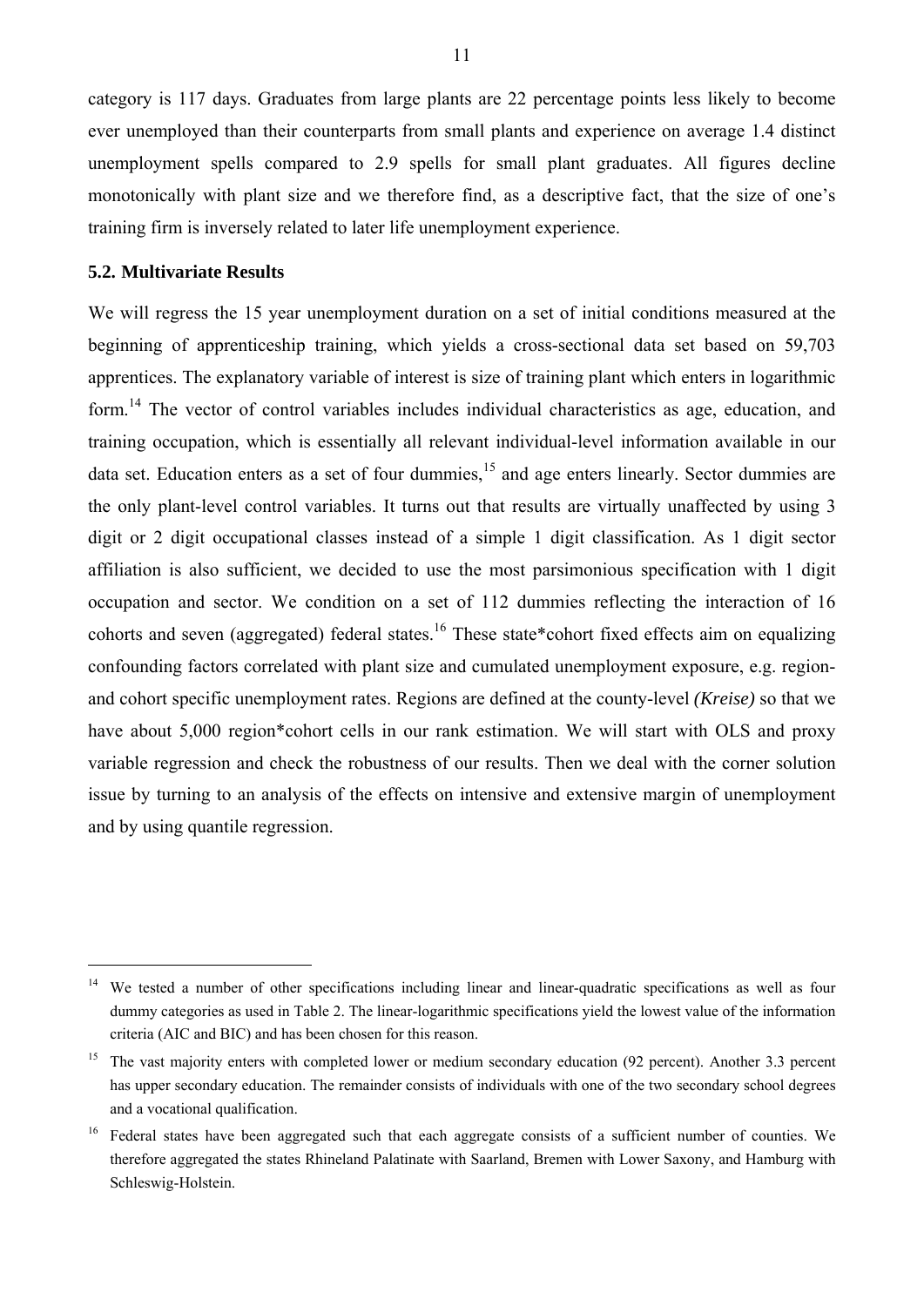category is 117 days. Graduates from large plants are 22 percentage points less likely to become ever unemployed than their counterparts from small plants and experience on average 1.4 distinct unemployment spells compared to 2.9 spells for small plant graduates. All figures decline monotonically with plant size and we therefore find, as a descriptive fact, that the size of one's training firm is inversely related to later life unemployment experience.

### 5.2. Multivariate Results

We will regress the 15 year unemployment duration on a set of initial conditions measured at the beginning of apprenticeship training, which yields a cross-sectional data set based on 59,703 apprentices. The explanatory variable of interest is size of training plant which enters in logarithmic form.[14] The vector of control variables includes individual characteristics as age, education, and training occupation, which is essentially all relevant individual-level information available in our data set. Education enters as a set of four dummies,[15] and age enters linearly. Sector dummies are the only plant-level control variables. It turns out that results are virtually unaffected by using 3 digit or 2 digit occupational classes instead of a simple 1 digit classification. As 1 digit sector affiliation is also sufficient, we decided to use the most parsimonious specification with 1 digit occupation and sector. We condition on a set of 112 dummies reflecting the interaction of 16 cohorts and seven (aggregated) federal states.[16] These state*cohort fixed effects aim on equalizing confounding factors correlated with plant size and cumulated unemployment exposure, e.g. region- and cohort specific unemployment rates. Regions are defined at the county-level *(Kreise)* so that we have about 5,000 region*cohort cells in our rank estimation. We will start with OLS and proxy variable regression and check the robustness of our results. Then we deal with the corner solution issue by turning to an analysis of the effects on intensive and extensive margin of unemployment and by using quantile regression.

---

[14] We tested a number of other specifications including linear and linear-quadratic specifications as well as four dummy categories as used in Table 2. The linear-logarithmic specifications yield the lowest value of the information criteria (AIC and BIC) and has been chosen for this reason.

[15] The vast majority enters with completed lower or medium secondary education (92 percent). Another 3.3 percent has upper secondary education. The remainder consists of individuals with one of the two secondary school degrees and a vocational qualification.

[16] Federal states have been aggregated such that each aggregate consists of a sufficient number of counties. We therefore aggregated the states Rhineland Palatinate with Saarland, Bremen with Lower Saxony, and Hamburg with Schleswig-Holstein.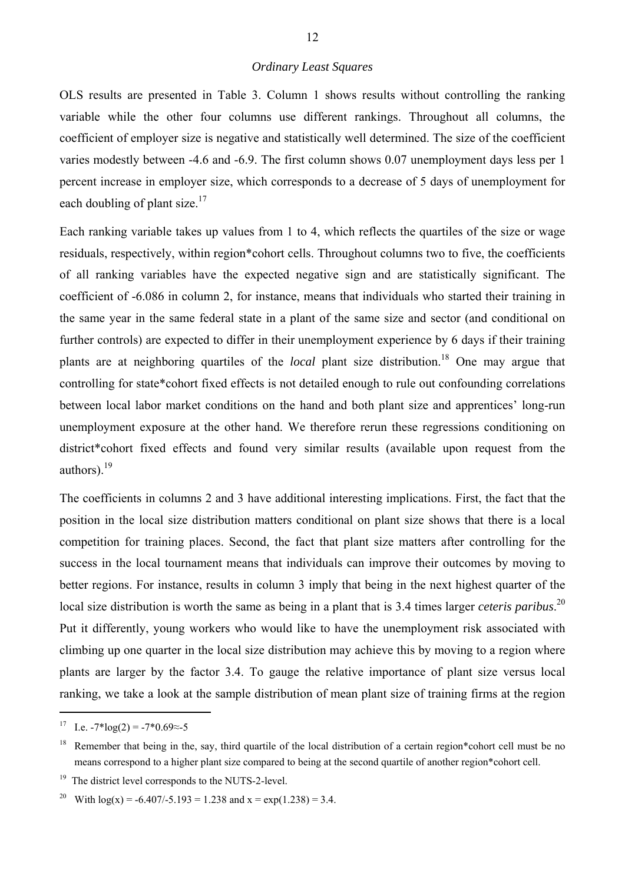### *Ordinary Least Squares*

OLS results are presented in Table 3. Column 1 shows results without controlling the ranking variable while the other four columns use different rankings. Throughout all columns, the coefficient of employer size is negative and statistically well determined. The size of the coefficient varies modestly between -4.6 and -6.9. The first column shows 0.07 unemployment days less per 1 percent increase in employer size, which corresponds to a decrease of 5 days of unemployment for each doubling of plant size.[17]

Each ranking variable takes up values from 1 to 4, which reflects the quartiles of the size or wage residuals, respectively, within region*cohort cells. Throughout columns two to five, the coefficients of all ranking variables have the expected negative sign and are statistically significant. The coefficient of -6.086 in column 2, for instance, means that individuals who started their training in the same year in the same federal state in a plant of the same size and sector (and conditional on further controls) are expected to differ in their unemployment experience by 6 days if their training plants are at neighboring quartiles of the *local* plant size distribution.[18] One may argue that controlling for state*cohort fixed effects is not detailed enough to rule out confounding correlations between local labor market conditions on the hand and both plant size and apprentices' long-run unemployment exposure at the other hand. We therefore rerun these regressions conditioning on district*cohort fixed effects and found very similar results (available upon request from the authors).[19]

The coefficients in columns 2 and 3 have additional interesting implications. First, the fact that the position in the local size distribution matters conditional on plant size shows that there is a local competition for training places. Second, the fact that plant size matters after controlling for the success in the local tournament means that individuals can improve their outcomes by moving to better regions. For instance, results in column 3 imply that being in the next highest quarter of the local size distribution is worth the same as being in a plant that is 3.4 times larger *ceteris paribus*.[20] Put it differently, young workers who would like to have the unemployment risk associated with climbing up one quarter in the local size distribution may achieve this by moving to a region where plants are larger by the factor 3.4. To gauge the relative importance of plant size versus local ranking, we take a look at the sample distribution of mean plant size of training firms at the region

---

[17] I.e. $-7*\log(2) = -7*0.69 \approx -5$

[18] Remember that being in the, say, third quartile of the local distribution of a certain region*cohort cell must be no means correspond to a higher plant size compared to being at the second quartile of another region*cohort cell.

[19] The district level corresponds to the NUTS-2-level.

[20] With $\log(x) = -6.407/-5.193 = 1.238$ and $x = \exp(1.238) = 3.4$.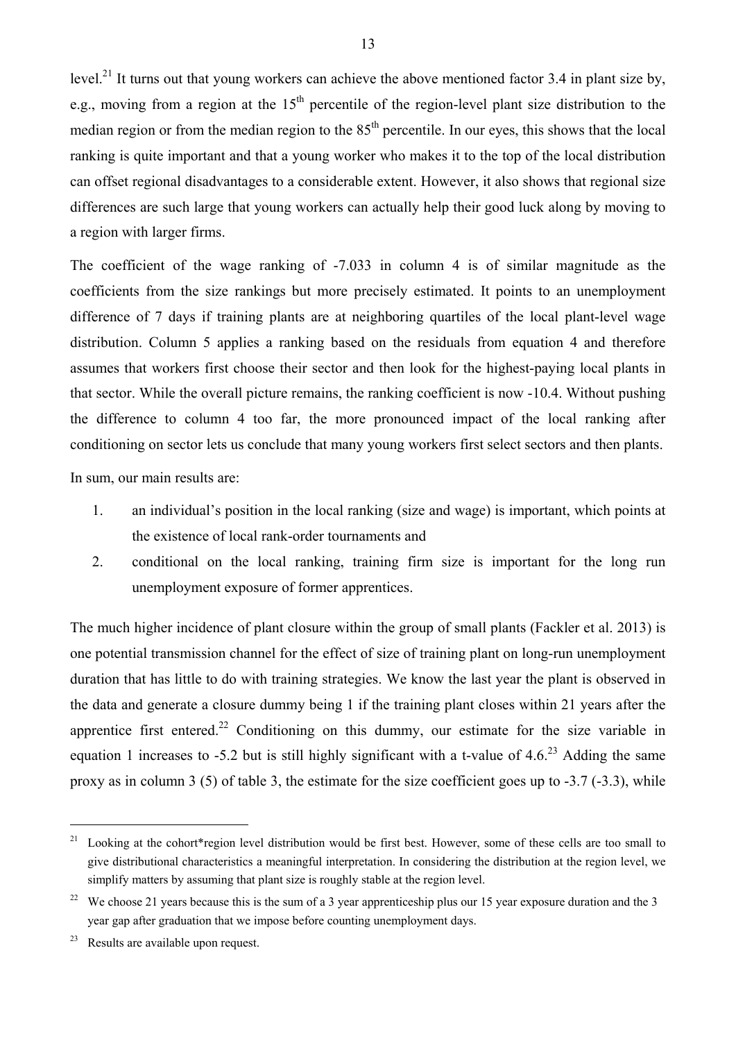level.[21] It turns out that young workers can achieve the above mentioned factor 3.4 in plant size by, e.g., moving from a region at the 15[th] percentile of the region-level plant size distribution to the median region or from the median region to the 85[th] percentile. In our eyes, this shows that the local ranking is quite important and that a young worker who makes it to the top of the local distribution can offset regional disadvantages to a considerable extent. However, it also shows that regional size differences are such large that young workers can actually help their good luck along by moving to a region with larger firms.

The coefficient of the wage ranking of -7.033 in column 4 is of similar magnitude as the coefficients from the size rankings but more precisely estimated. It points to an unemployment difference of 7 days if training plants are at neighboring quartiles of the local plant-level wage distribution. Column 5 applies a ranking based on the residuals from equation 4 and therefore assumes that workers first choose their sector and then look for the highest-paying local plants in that sector. While the overall picture remains, the ranking coefficient is now -10.4. Without pushing the difference to column 4 too far, the more pronounced impact of the local ranking after conditioning on sector lets us conclude that many young workers first select sectors and then plants.

In sum, our main results are:

1. an individual's position in the local ranking (size and wage) is important, which points at the existence of local rank-order tournaments and
2. conditional on the local ranking, training firm size is important for the long run unemployment exposure of former apprentices.

The much higher incidence of plant closure within the group of small plants (Fackler et al. 2013) is one potential transmission channel for the effect of size of training plant on long-run unemployment duration that has little to do with training strategies. We know the last year the plant is observed in the data and generate a closure dummy being 1 if the training plant closes within 21 years after the apprentice first entered.[22] Conditioning on this dummy, our estimate for the size variable in equation 1 increases to -5.2 but is still highly significant with a t-value of 4.6.[23] Adding the same proxy as in column 3 (5) of table 3, the estimate for the size coefficient goes up to -3.7 (-3.3), while

---

[21] Looking at the cohort*region level distribution would be first best. However, some of these cells are too small to give distributional characteristics a meaningful interpretation. In considering the distribution at the region level, we simplify matters by assuming that plant size is roughly stable at the region level.

[22] We choose 21 years because this is the sum of a 3 year apprenticeship plus our 15 year exposure duration and the 3 year gap after graduation that we impose before counting unemployment days.

[23] Results are available upon request.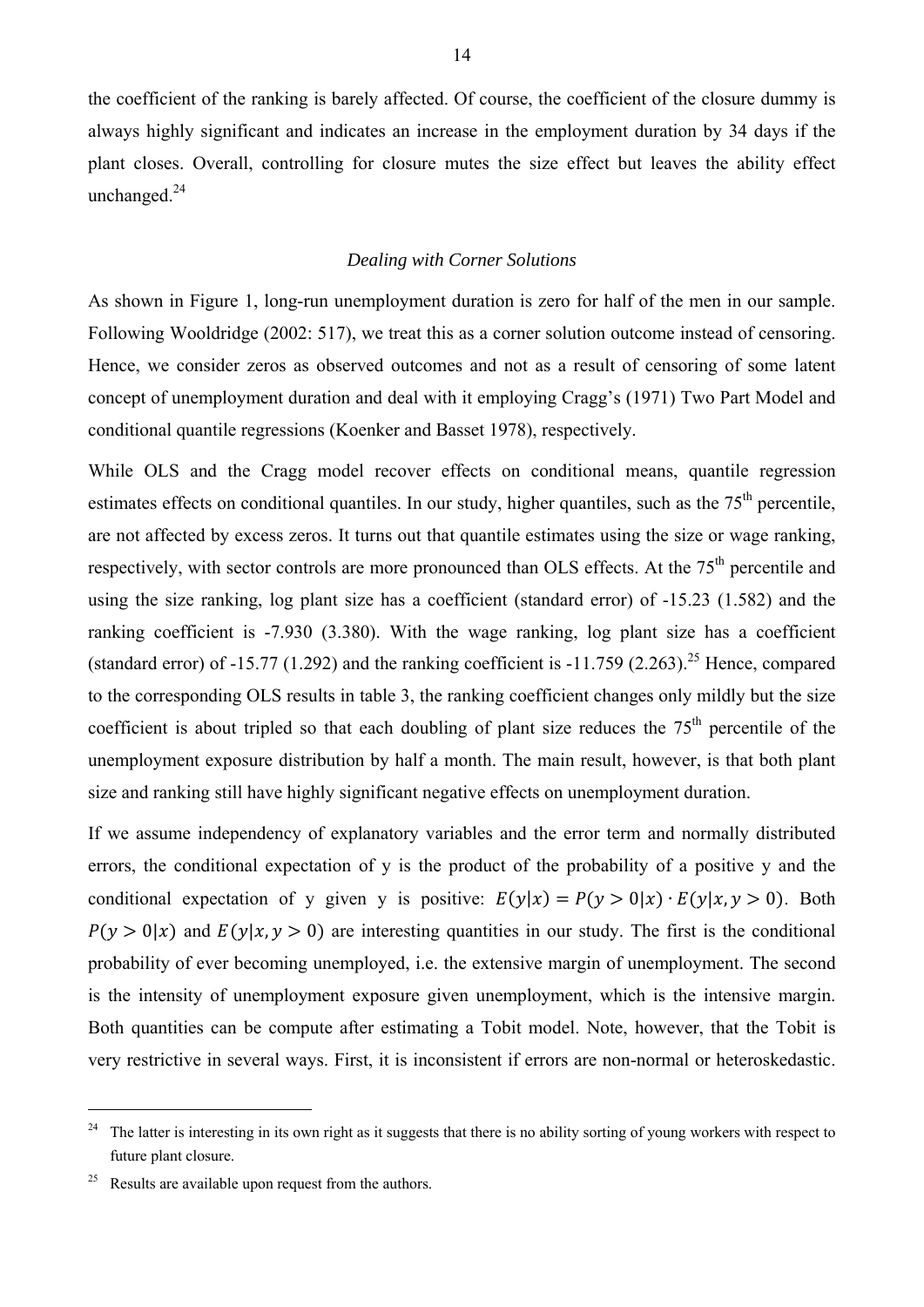the coefficient of the ranking is barely affected. Of course, the coefficient of the closure dummy is always highly significant and indicates an increase in the employment duration by 34 days if the plant closes. Overall, controlling for closure mutes the size effect but leaves the ability effect unchanged.[24]

### *Dealing with Corner Solutions*

As shown in Figure 1, long-run unemployment duration is zero for half of the men in our sample. Following Wooldridge (2002: 517), we treat this as a corner solution outcome instead of censoring. Hence, we consider zeros as observed outcomes and not as a result of censoring of some latent concept of unemployment duration and deal with it employing Cragg's (1971) Two Part Model and conditional quantile regressions (Koenker and Basset 1978), respectively.

While OLS and the Cragg model recover effects on conditional means, quantile regression estimates effects on conditional quantiles. In our study, higher quantiles, such as the 75[th] percentile, are not affected by excess zeros. It turns out that quantile estimates using the size or wage ranking, respectively, with sector controls are more pronounced than OLS effects. At the 75[th] percentile and using the size ranking, log plant size has a coefficient (standard error) of -15.23 (1.582) and the ranking coefficient is -7.930 (3.380). With the wage ranking, log plant size has a coefficient (standard error) of -15.77 (1.292) and the ranking coefficient is -11.759 (2.263).[25] Hence, compared to the corresponding OLS results in table 3, the ranking coefficient changes only mildly but the size coefficient is about tripled so that each doubling of plant size reduces the 75[th] percentile of the unemployment exposure distribution by half a month. The main result, however, is that both plant size and ranking still have highly significant negative effects on unemployment duration.

If we assume independency of explanatory variables and the error term and normally distributed errors, the conditional expectation of y is the product of the probability of a positive y and the conditional expectation of y given y is positive: $E(y|x) = P(y > 0|x) \cdot E(y|x, y > 0)$. Both $P(y > 0|x)$ and $E(y|x, y > 0)$ are interesting quantities in our study. The first is the conditional probability of ever becoming unemployed, i.e. the extensive margin of unemployment. The second is the intensity of unemployment exposure given unemployment, which is the intensive margin. Both quantities can be compute after estimating a Tobit model. Note, however, that the Tobit is very restrictive in several ways. First, it is inconsistent if errors are non-normal or heteroskedastic.

---

[24] The latter is interesting in its own right as it suggests that there is no ability sorting of young workers with respect to future plant closure.

[25] Results are available upon request from the authors.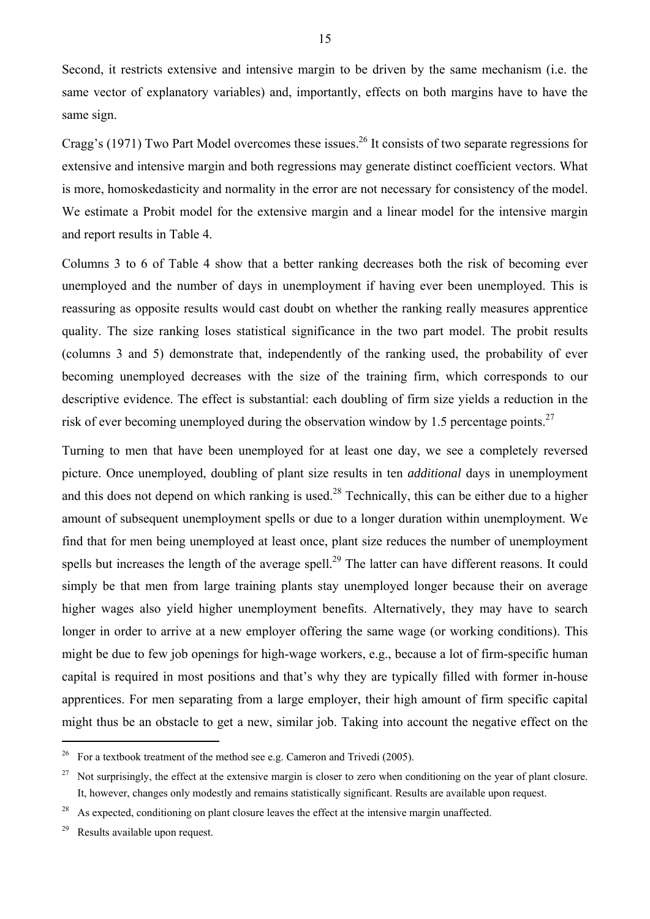Second, it restricts extensive and intensive margin to be driven by the same mechanism (i.e. the same vector of explanatory variables) and, importantly, effects on both margins have to have the same sign.

Cragg's (1971) Two Part Model overcomes these issues.[26] It consists of two separate regressions for extensive and intensive margin and both regressions may generate distinct coefficient vectors. What is more, homoskedasticity and normality in the error are not necessary for consistency of the model. We estimate a Probit model for the extensive margin and a linear model for the intensive margin and report results in Table 4.

Columns 3 to 6 of Table 4 show that a better ranking decreases both the risk of becoming ever unemployed and the number of days in unemployment if having ever been unemployed. This is reassuring as opposite results would cast doubt on whether the ranking really measures apprentice quality. The size ranking loses statistical significance in the two part model. The probit results (columns 3 and 5) demonstrate that, independently of the ranking used, the probability of ever becoming unemployed decreases with the size of the training firm, which corresponds to our descriptive evidence. The effect is substantial: each doubling of firm size yields a reduction in the risk of ever becoming unemployed during the observation window by 1.5 percentage points.[27]

Turning to men that have been unemployed for at least one day, we see a completely reversed picture. Once unemployed, doubling of plant size results in ten *additional* days in unemployment and this does not depend on which ranking is used.[28] Technically, this can be either due to a higher amount of subsequent unemployment spells or due to a longer duration within unemployment. We find that for men being unemployed at least once, plant size reduces the number of unemployment spells but increases the length of the average spell.[29] The latter can have different reasons. It could simply be that men from large training plants stay unemployed longer because their on average higher wages also yield higher unemployment benefits. Alternatively, they may have to search longer in order to arrive at a new employer offering the same wage (or working conditions). This might be due to few job openings for high-wage workers, e.g., because a lot of firm-specific human capital is required in most positions and that's why they are typically filled with former in-house apprentices. For men separating from a large employer, their high amount of firm specific capital might thus be an obstacle to get a new, similar job. Taking into account the negative effect on the

---

[26] For a textbook treatment of the method see e.g. Cameron and Trivedi (2005).

[27] Not surprisingly, the effect at the extensive margin is closer to zero when conditioning on the year of plant closure. It, however, changes only modestly and remains statistically significant. Results are available upon request.

[28] As expected, conditioning on plant closure leaves the effect at the intensive margin unaffected.

[29] Results available upon request.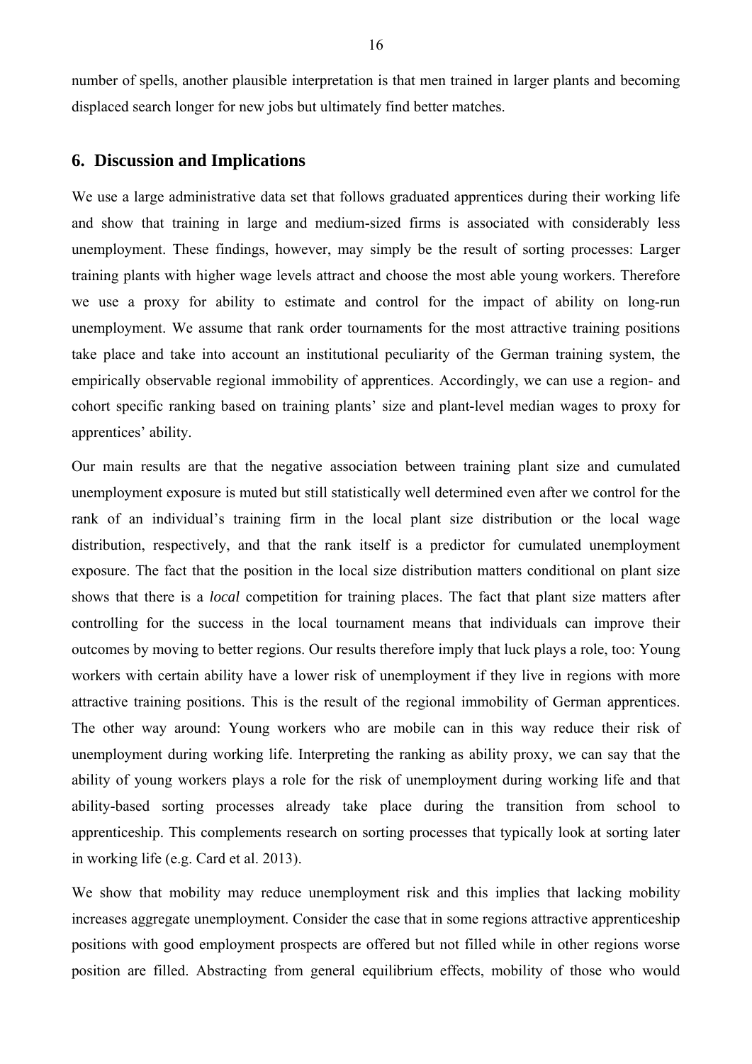number of spells, another plausible interpretation is that men trained in larger plants and becoming displaced search longer for new jobs but ultimately find better matches.

## 6. Discussion and Implications

We use a large administrative data set that follows graduated apprentices during their working life and show that training in large and medium-sized firms is associated with considerably less unemployment. These findings, however, may simply be the result of sorting processes: Larger training plants with higher wage levels attract and choose the most able young workers. Therefore we use a proxy for ability to estimate and control for the impact of ability on long-run unemployment. We assume that rank order tournaments for the most attractive training positions take place and take into account an institutional peculiarity of the German training system, the empirically observable regional immobility of apprentices. Accordingly, we can use a region- and cohort specific ranking based on training plants' size and plant-level median wages to proxy for apprentices' ability.

Our main results are that the negative association between training plant size and cumulated unemployment exposure is muted but still statistically well determined even after we control for the rank of an individual's training firm in the local plant size distribution or the local wage distribution, respectively, and that the rank itself is a predictor for cumulated unemployment exposure. The fact that the position in the local size distribution matters conditional on plant size shows that there is a *local* competition for training places. The fact that plant size matters after controlling for the success in the local tournament means that individuals can improve their outcomes by moving to better regions. Our results therefore imply that luck plays a role, too: Young workers with certain ability have a lower risk of unemployment if they live in regions with more attractive training positions. This is the result of the regional immobility of German apprentices. The other way around: Young workers who are mobile can in this way reduce their risk of unemployment during working life. Interpreting the ranking as ability proxy, we can say that the ability of young workers plays a role for the risk of unemployment during working life and that ability-based sorting processes already take place during the transition from school to apprenticeship. This complements research on sorting processes that typically look at sorting later in working life (e.g. Card et al. 2013).

We show that mobility may reduce unemployment risk and this implies that lacking mobility increases aggregate unemployment. Consider the case that in some regions attractive apprenticeship positions with good employment prospects are offered but not filled while in other regions worse position are filled. Abstracting from general equilibrium effects, mobility of those who would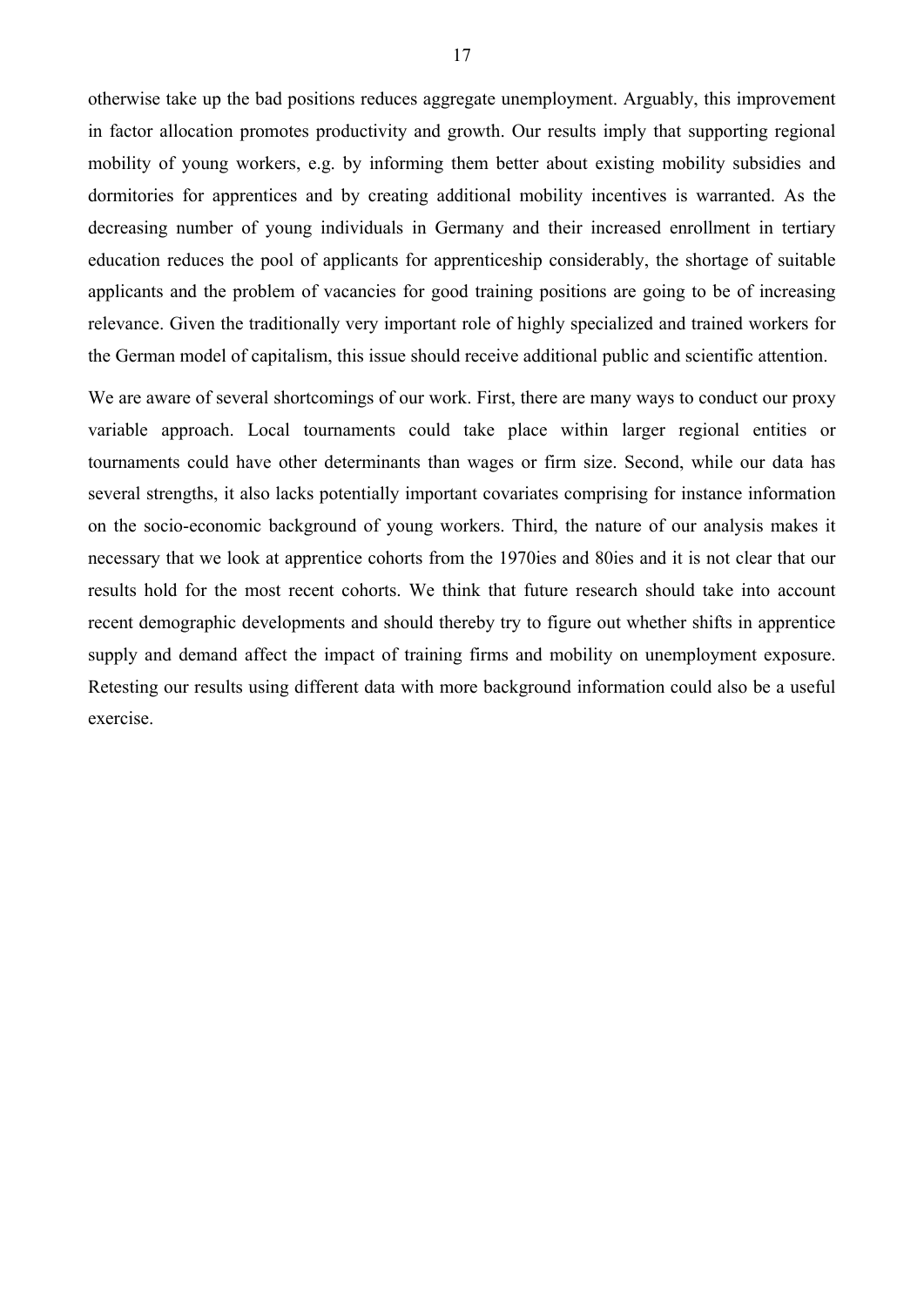otherwise take up the bad positions reduces aggregate unemployment. Arguably, this improvement in factor allocation promotes productivity and growth. Our results imply that supporting regional mobility of young workers, e.g. by informing them better about existing mobility subsidies and dormitories for apprentices and by creating additional mobility incentives is warranted. As the decreasing number of young individuals in Germany and their increased enrollment in tertiary education reduces the pool of applicants for apprenticeship considerably, the shortage of suitable applicants and the problem of vacancies for good training positions are going to be of increasing relevance. Given the traditionally very important role of highly specialized and trained workers for the German model of capitalism, this issue should receive additional public and scientific attention.

We are aware of several shortcomings of our work. First, there are many ways to conduct our proxy variable approach. Local tournaments could take place within larger regional entities or tournaments could have other determinants than wages or firm size. Second, while our data has several strengths, it also lacks potentially important covariates comprising for instance information on the socio-economic background of young workers. Third, the nature of our analysis makes it necessary that we look at apprentice cohorts from the 1970ies and 80ies and it is not clear that our results hold for the most recent cohorts. We think that future research should take into account recent demographic developments and should thereby try to figure out whether shifts in apprentice supply and demand affect the impact of training firms and mobility on unemployment exposure. Retesting our results using different data with more background information could also be a useful exercise.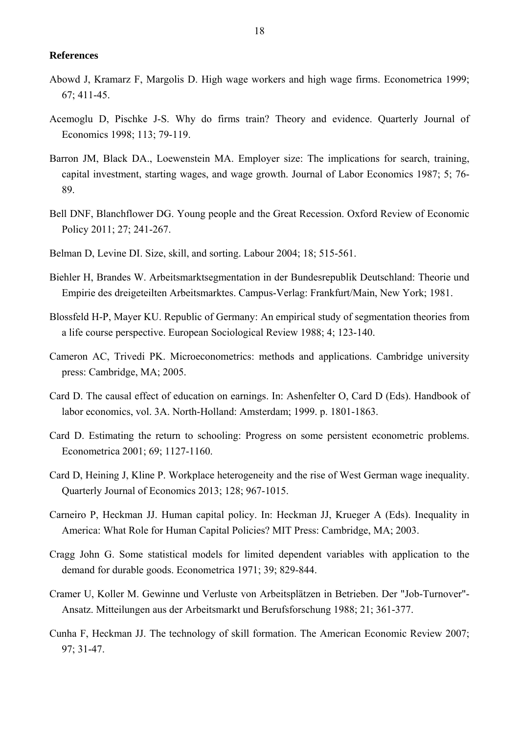**References**

Abowd J, Kramarz F, Margolis D. High wage workers and high wage firms. Econometrica 1999; 67; 411-45.

Acemoglu D, Pischke J-S. Why do firms train? Theory and evidence. Quarterly Journal of Economics 1998; 113; 79-119.

Barron JM, Black DA., Loewenstein MA. Employer size: The implications for search, training, capital investment, starting wages, and wage growth. Journal of Labor Economics 1987; 5; 76-89.

Bell DNF, Blanchflower DG. Young people and the Great Recession. Oxford Review of Economic Policy 2011; 27; 241-267.

Belman D, Levine DI. Size, skill, and sorting. Labour 2004; 18; 515-561.

Biehler H, Brandes W. Arbeitsmarktsegmentation in der Bundesrepublik Deutschland: Theorie und Empirie des dreigeteilten Arbeitsmarktes. Campus-Verlag: Frankfurt/Main, New York; 1981.

Blossfeld H-P, Mayer KU. Republic of Germany: An empirical study of segmentation theories from a life course perspective. European Sociological Review 1988; 4; 123-140.

Cameron AC, Trivedi PK. Microeconometrics: methods and applications. Cambridge university press: Cambridge, MA; 2005.

Card D. The causal effect of education on earnings. In: Ashenfelter O, Card D (Eds). Handbook of labor economics, vol. 3A. North-Holland: Amsterdam; 1999. p. 1801-1863.

Card D. Estimating the return to schooling: Progress on some persistent econometric problems. Econometrica 2001; 69; 1127-1160.

Card D, Heining J, Kline P. Workplace heterogeneity and the rise of West German wage inequality. Quarterly Journal of Economics 2013; 128; 967-1015.

Carneiro P, Heckman JJ. Human capital policy. In: Heckman JJ, Krueger A (Eds). Inequality in America: What Role for Human Capital Policies? MIT Press: Cambridge, MA; 2003.

Cragg John G. Some statistical models for limited dependent variables with application to the demand for durable goods. Econometrica 1971; 39; 829-844.

Cramer U, Koller M. Gewinne und Verluste von Arbeitsplätzen in Betrieben. Der "Job-Turnover"-Ansatz. Mitteilungen aus der Arbeitsmarkt und Berufsforschung 1988; 21; 361-377.

Cunha F, Heckman JJ. The technology of skill formation. The American Economic Review 2007; 97; 31-47.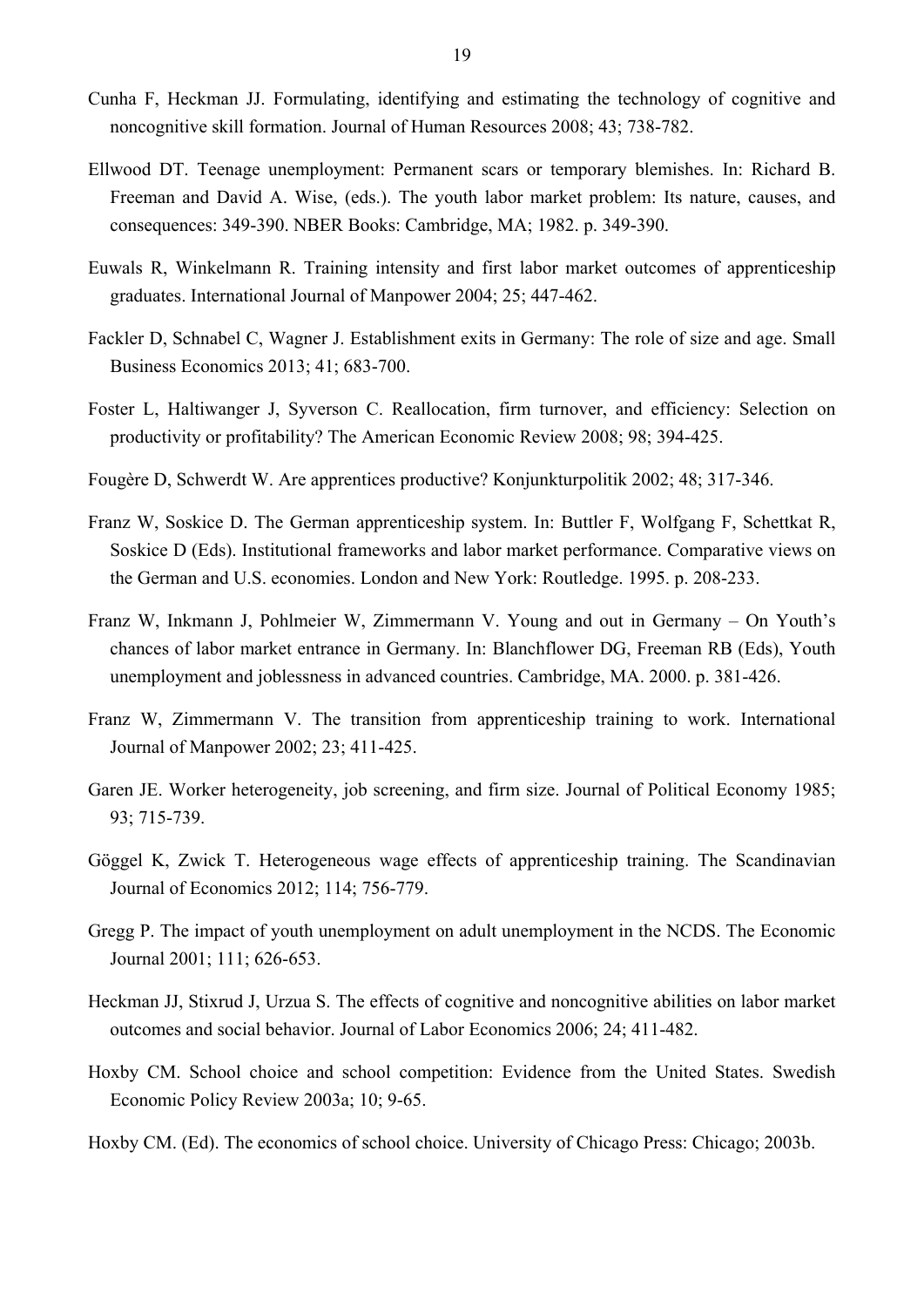Cunha F, Heckman JJ. Formulating, identifying and estimating the technology of cognitive and noncognitive skill formation. Journal of Human Resources 2008; 43; 738-782.

Ellwood DT. Teenage unemployment: Permanent scars or temporary blemishes. In: Richard B. Freeman and David A. Wise, (eds.). The youth labor market problem: Its nature, causes, and consequences: 349-390. NBER Books: Cambridge, MA; 1982. p. 349-390.

Euwals R, Winkelmann R. Training intensity and first labor market outcomes of apprenticeship graduates. International Journal of Manpower 2004; 25; 447-462.

Fackler D, Schnabel C, Wagner J. Establishment exits in Germany: The role of size and age. Small Business Economics 2013; 41; 683-700.

Foster L, Haltiwanger J, Syverson C. Reallocation, firm turnover, and efficiency: Selection on productivity or profitability? The American Economic Review 2008; 98; 394-425.

Fougère D, Schwerdt W. Are apprentices productive? Konjunkturpolitik 2002; 48; 317-346.

Franz W, Soskice D. The German apprenticeship system. In: Buttler F, Wolfgang F, Schettkat R, Soskice D (Eds). Institutional frameworks and labor market performance. Comparative views on the German and U.S. economies. London and New York: Routledge. 1995. p. 208-233.

Franz W, Inkmann J, Pohlmeier W, Zimmermann V. Young and out in Germany – On Youth's chances of labor market entrance in Germany. In: Blanchflower DG, Freeman RB (Eds), Youth unemployment and joblessness in advanced countries. Cambridge, MA. 2000. p. 381-426.

Franz W, Zimmermann V. The transition from apprenticeship training to work. International Journal of Manpower 2002; 23; 411-425.

Garen JE. Worker heterogeneity, job screening, and firm size. Journal of Political Economy 1985; 93; 715-739.

Göggel K, Zwick T. Heterogeneous wage effects of apprenticeship training. The Scandinavian Journal of Economics 2012; 114; 756-779.

Gregg P. The impact of youth unemployment on adult unemployment in the NCDS. The Economic Journal 2001; 111; 626-653.

Heckman JJ, Stixrud J, Urzua S. The effects of cognitive and noncognitive abilities on labor market outcomes and social behavior. Journal of Labor Economics 2006; 24; 411-482.

Hoxby CM. School choice and school competition: Evidence from the United States. Swedish Economic Policy Review 2003a; 10; 9-65.

Hoxby CM. (Ed). The economics of school choice. University of Chicago Press: Chicago; 2003b.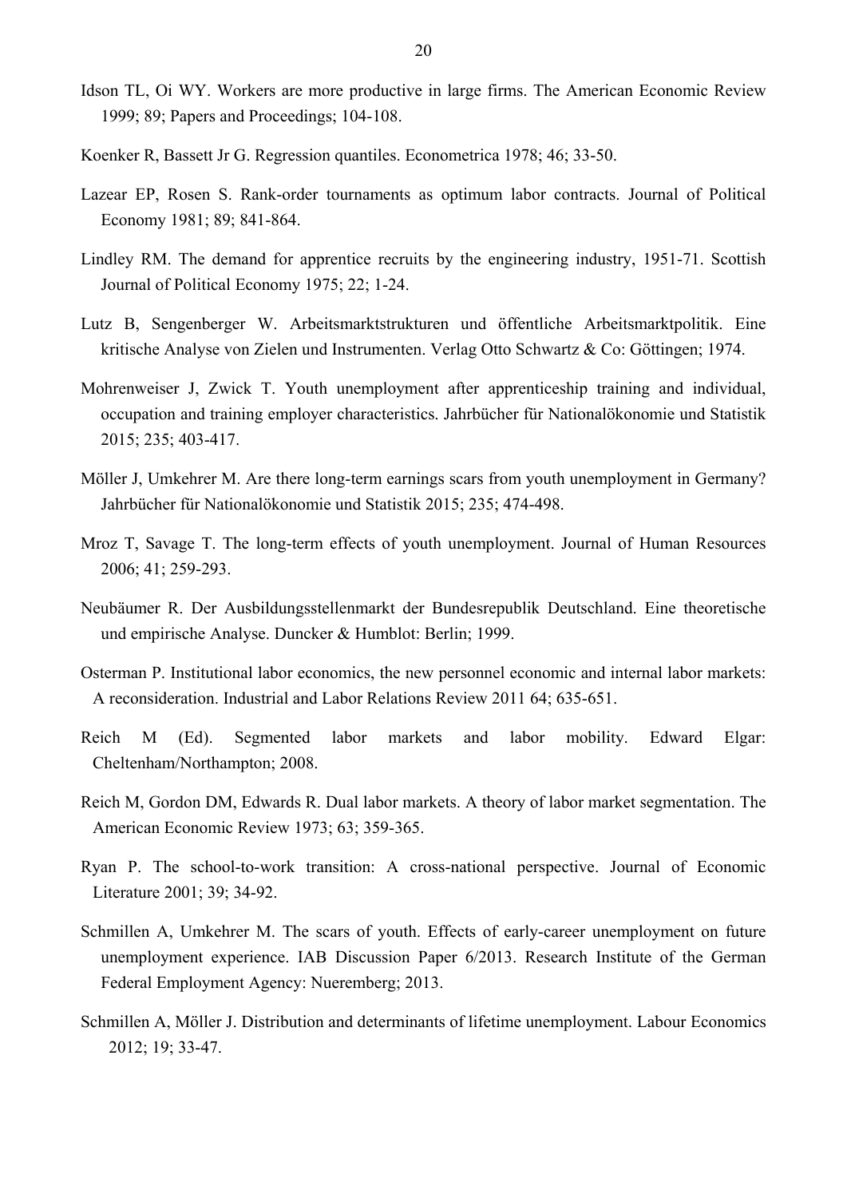Idson TL, Oi WY. Workers are more productive in large firms. The American Economic Review 1999; 89; Papers and Proceedings; 104-108.

Koenker R, Bassett Jr G. Regression quantiles. Econometrica 1978; 46; 33-50.

Lazear EP, Rosen S. Rank-order tournaments as optimum labor contracts. Journal of Political Economy 1981; 89; 841-864.

Lindley RM. The demand for apprentice recruits by the engineering industry, 1951-71. Scottish Journal of Political Economy 1975; 22; 1-24.

Lutz B, Sengenberger W. Arbeitsmarktstrukturen und öffentliche Arbeitsmarktpolitik. Eine kritische Analyse von Zielen und Instrumenten. Verlag Otto Schwartz & Co: Göttingen; 1974.

Mohrenweiser J, Zwick T. Youth unemployment after apprenticeship training and individual, occupation and training employer characteristics. Jahrbücher für Nationalökonomie und Statistik 2015; 235; 403-417.

Möller J, Umkehrer M. Are there long-term earnings scars from youth unemployment in Germany? Jahrbücher für Nationalökonomie und Statistik 2015; 235; 474-498.

Mroz T, Savage T. The long-term effects of youth unemployment. Journal of Human Resources 2006; 41; 259-293.

Neubäumer R. Der Ausbildungsstellenmarkt der Bundesrepublik Deutschland. Eine theoretische und empirische Analyse. Duncker & Humblot: Berlin; 1999.

Osterman P. Institutional labor economics, the new personnel economic and internal labor markets: A reconsideration. Industrial and Labor Relations Review 2011 64; 635-651.

Reich M (Ed). Segmented labor markets and labor mobility. Edward Elgar: Cheltenham/Northampton; 2008.

Reich M, Gordon DM, Edwards R. Dual labor markets. A theory of labor market segmentation. The American Economic Review 1973; 63; 359-365.

Ryan P. The school-to-work transition: A cross-national perspective. Journal of Economic Literature 2001; 39; 34-92.

Schmillen A, Umkehrer M. The scars of youth. Effects of early-career unemployment on future unemployment experience. IAB Discussion Paper 6/2013. Research Institute of the German Federal Employment Agency: Nueremberg; 2013.

Schmillen A, Möller J. Distribution and determinants of lifetime unemployment. Labour Economics 2012; 19; 33-47.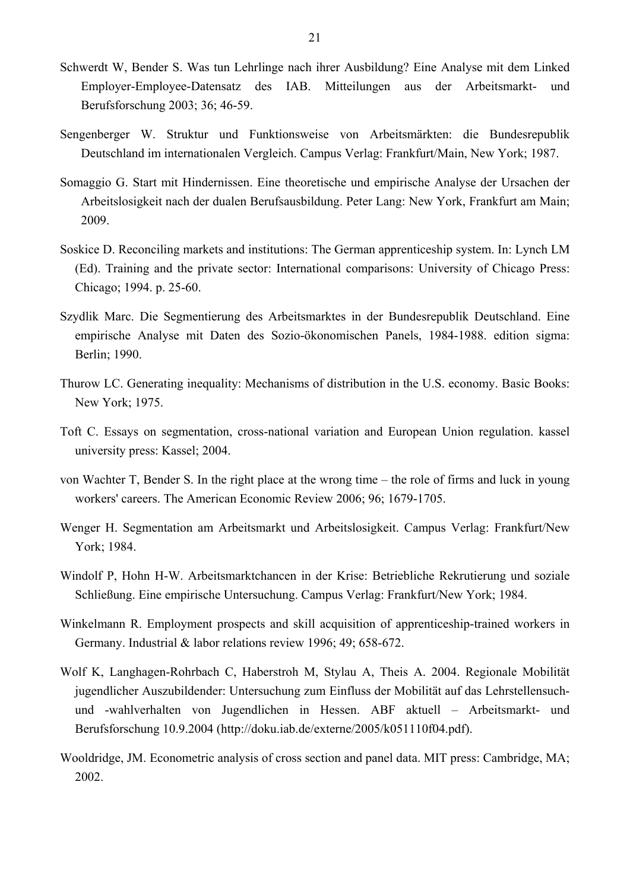Schwerdt W, Bender S. Was tun Lehrlinge nach ihrer Ausbildung? Eine Analyse mit dem Linked Employer-Employee-Datensatz des IAB. Mitteilungen aus der Arbeitsmarkt- und Berufsforschung 2003; 36; 46-59.

Sengenberger W. Struktur und Funktionsweise von Arbeitsmärkten: die Bundesrepublik Deutschland im internationalen Vergleich. Campus Verlag: Frankfurt/Main, New York; 1987.

Somaggio G. Start mit Hindernissen. Eine theoretische und empirische Analyse der Ursachen der Arbeitslosigkeit nach der dualen Berufsausbildung. Peter Lang: New York, Frankfurt am Main; 2009.

Soskice D. Reconciling markets and institutions: The German apprenticeship system. In: Lynch LM (Ed). Training and the private sector: International comparisons: University of Chicago Press: Chicago; 1994. p. 25-60.

Szydlik Marc. Die Segmentierung des Arbeitsmarktes in der Bundesrepublik Deutschland. Eine empirische Analyse mit Daten des Sozio-ökonomischen Panels, 1984-1988. edition sigma: Berlin; 1990.

Thurow LC. Generating inequality: Mechanisms of distribution in the U.S. economy. Basic Books: New York; 1975.

Toft C. Essays on segmentation, cross-national variation and European Union regulation. kassel university press: Kassel; 2004.

von Wachter T, Bender S. In the right place at the wrong time – the role of firms and luck in young workers' careers. The American Economic Review 2006; 96; 1679-1705.

Wenger H. Segmentation am Arbeitsmarkt und Arbeitslosigkeit. Campus Verlag: Frankfurt/New York; 1984.

Windolf P, Hohn H-W. Arbeitsmarktchancen in der Krise: Betriebliche Rekrutierung und soziale Schließung. Eine empirische Untersuchung. Campus Verlag: Frankfurt/New York; 1984.

Winkelmann R. Employment prospects and skill acquisition of apprenticeship-trained workers in Germany. Industrial & labor relations review 1996; 49; 658-672.

Wolf K, Langhagen-Rohrbach C, Haberstroh M, Stylau A, Theis A. 2004. Regionale Mobilität jugendlicher Auszubildender: Untersuchung zum Einfluss der Mobilität auf das Lehrstellensuch- und -wahlverhalten von Jugendlichen in Hessen. ABF aktuell – Arbeitsmarkt- und Berufsforschung 10.9.2004 (http://doku.iab.de/externe/2005/k051110f04.pdf).

Wooldridge, JM. Econometric analysis of cross section and panel data. MIT press: Cambridge, MA; 2002.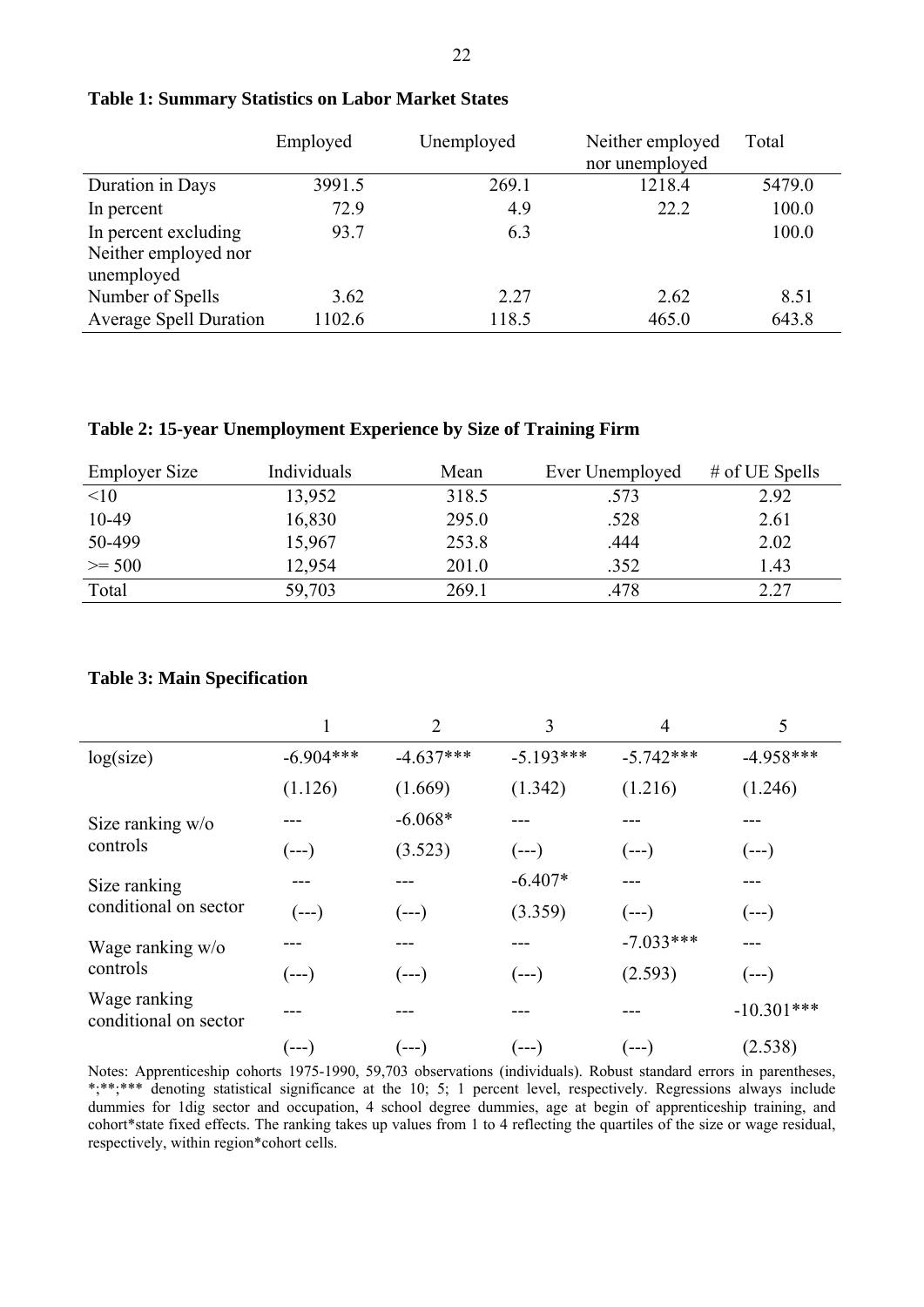**Table 1: Summary Statistics on Labor Market States**

| | Employed | Unemployed | Neither employed nor unemployed | Total |
|---|---|---|---|---|
| Duration in Days | 3991.5 | 269.1 | 1218.4 | 5479.0 |
| In percent | 72.9 | 4.9 | 22.2 | 100.0 |
| In percent excluding Neither employed nor unemployed | 93.7 | 6.3 | | 100.0 |
| Number of Spells | 3.62 | 2.27 | 2.62 | 8.51 |
| Average Spell Duration | 1102.6 | 118.5 | 465.0 | 643.8 |

**Table 2: 15-year Unemployment Experience by Size of Training Firm**

| Employer Size | Individuals | Mean | Ever Unemployed | # of UE Spells |
|---|---|---|---|---|
| <10 | 13,952 | 318.5 | .573 | 2.92 |
| 10-49 | 16,830 | 295.0 | .528 | 2.61 |
| 50-499 | 15,967 | 253.8 | .444 | 2.02 |
| >= 500 | 12,954 | 201.0 | .352 | 1.43 |
| Total | 59,703 | 269.1 | .478 | 2.27 |

**Table 3: Main Specification**

| | 1 | 2 | 3 | 4 | 5 |
|---|---|---|---|---|---|
| log(size) | -6.904*** | -4.637*** | -5.193*** | -5.742*** | -4.958*** |
| | (1.126) | (1.669) | (1.342) | (1.216) | (1.246) |
| Size ranking w/o controls | --- | -6.068* | --- | --- | --- |
| | (---) | (3.523) | (---) | (---) | (---) |
| Size ranking conditional on sector | --- | --- | -6.407* | --- | --- |
| | (---) | (---) | (3.359) | (---) | (---) |
| Wage ranking w/o controls | --- | --- | --- | -7.033*** | --- |
| | (---) | (---) | (---) | (2.593) | (---) |
| Wage ranking conditional on sector | --- | --- | --- | --- | -10.301*** |
| | (---) | (---) | (---) | (---) | (2.538) |

Notes: Apprenticeship cohorts 1975-1990, 59,703 observations (individuals). Robust standard errors in parentheses, *;**;*** denoting statistical significance at the 10; 5; 1 percent level, respectively. Regressions always include dummies for 1dig sector and occupation, 4 school degree dummies, age at begin of apprenticeship training, and cohort*state fixed effects. The ranking takes up values from 1 to 4 reflecting the quartiles of the size or wage residual, respectively, within region*cohort cells.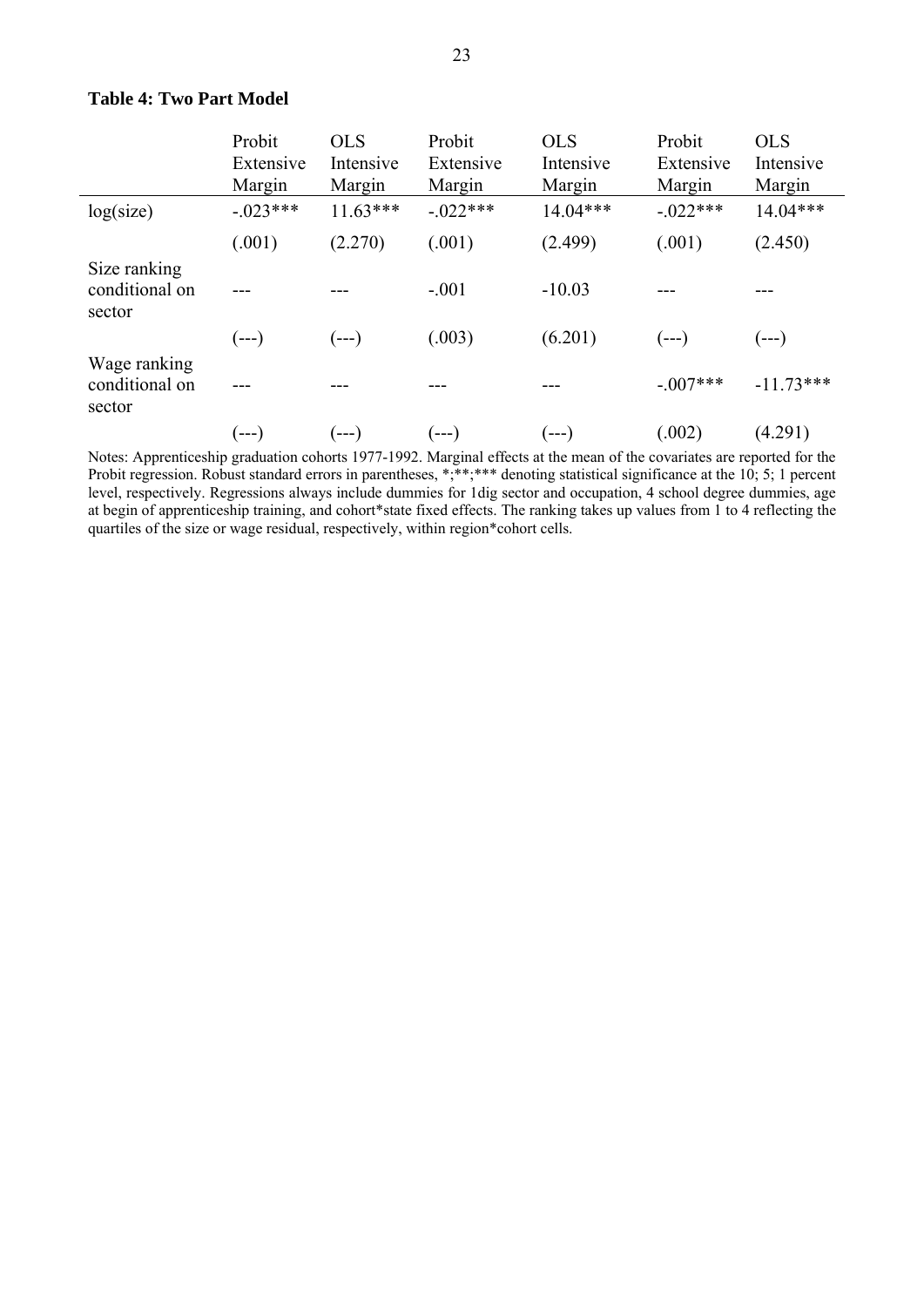**Table 4: Two Part Model**

| | Probit Extensive Margin | OLS Intensive Margin | Probit Extensive Margin | OLS Intensive Margin | Probit Extensive Margin | OLS Intensive Margin |
|---|---|---|---|---|---|---|
| log(size) | -.023*** | 11.63*** | -.022*** | 14.04*** | -.022*** | 14.04*** |
| | (.001) | (2.270) | (.001) | (2.499) | (.001) | (2.450) |
| Size ranking conditional on sector | --- | --- | -.001 | -10.03 | --- | --- |
| | (---) | (---) | (.003) | (6.201) | (---) | (---) |
| Wage ranking conditional on sector | --- | --- | --- | --- | -.007*** | -11.73*** |
| | (---) | (---) | (---) | (---) | (.002) | (4.291) |

Notes: Apprenticeship graduation cohorts 1977-1992. Marginal effects at the mean of the covariates are reported for the Probit regression. Robust standard errors in parentheses, *;**;*** denoting statistical significance at the 10; 5; 1 percent level, respectively. Regressions always include dummies for 1dig sector and occupation, 4 school degree dummies, age at begin of apprenticeship training, and cohort*state fixed effects. The ranking takes up values from 1 to 4 reflecting the quartiles of the size or wage residual, respectively, within region*cohort cells.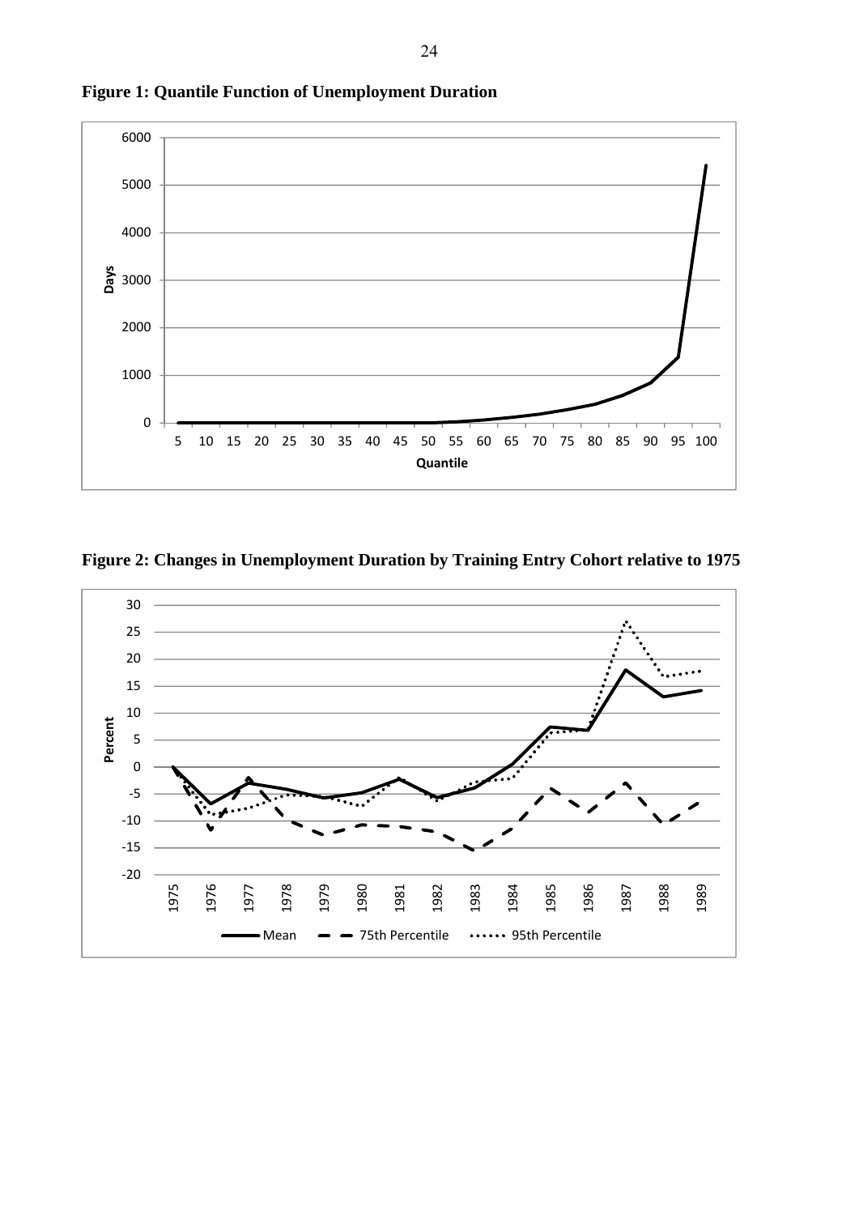**Figure 1: Quantile Function of Unemployment Duration**

6000
5000
4000
3000
2000
1000
0

Days

5 10 15 20 25 30 35 40 45 50 55 60 65 70 75 80 85 90 95 100

Quantile

**Figure 2: Changes in Unemployment Duration by Training Entry Cohort relative to 1975**

30
25
20
15
10
5
0
-5
-10
-15
-20

Percent

1975 1976 1977 1978 1979 1980 1981 1982 1983 1984 1985 1986 1987 1988 1989

Mean
75th Percentile
95th Percentile